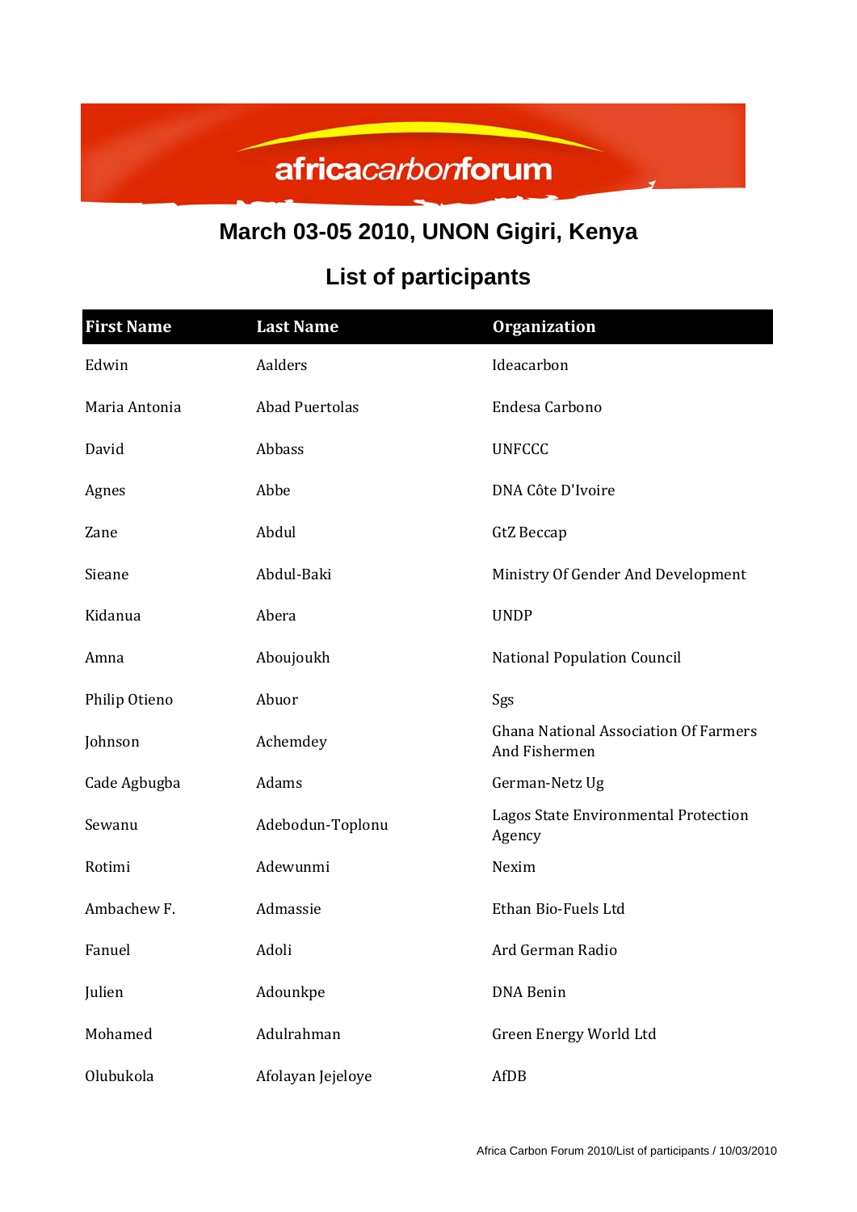africacarbonforum

## March 03-05 2010, UNON Gigiri, Kenya

## List of participants

| First Name | Last Name | Organization |
|---|---|---|
| Edwin | Aalders | Ideacarbon |
| Maria Antonia | Abad Puertolas | Endesa Carbono |
| David | Abbass | UNFCCC |
| Agnes | Abbe | DNA Côte D'Ivoire |
| Zane | Abdul | GtZ Beccap |
| Sieane | Abdul-Baki | Ministry Of Gender And Development |
| Kidanua | Abera | UNDP |
| Amna | Aboujoukh | National Population Council |
| Philip Otieno | Abuor | Sgs |
| Johnson | Achemdey | Ghana National Association Of Farmers And Fishermen |
| Cade Agbugba | Adams | German-Netz Ug |
| Sewanu | Adebodun-Toplonu | Lagos State Environmental Protection Agency |
| Rotimi | Adewunmi | Nexim |
| Ambachew F. | Admassie | Ethan Bio-Fuels Ltd |
| Fanuel | Adoli | Ard German Radio |
| Julien | Adounkpe | DNA Benin |
| Mohamed | Adulrahman | Green Energy World Ltd |
| Olubukola | Afolayan Jejeloye | AfDB |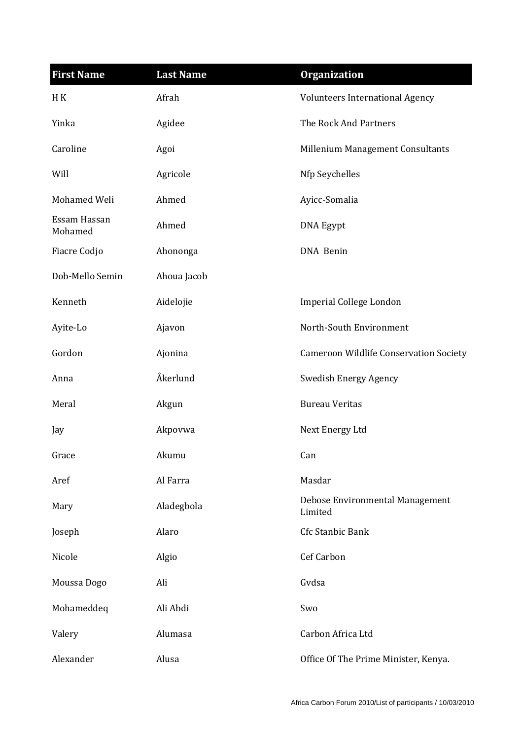| First Name | Last Name | Organization |
| --- | --- | --- |
| H K | Afrah | Volunteers International Agency |
| Yinka | Agidee | The Rock And Partners |
| Caroline | Agoi | Millenium Management Consultants |
| Will | Agricole | Nfp Seychelles |
| Mohamed Weli | Ahmed | Ayicc-Somalia |
| Essam Hassan Mohamed | Ahmed | DNA Egypt |
| Fiacre Codjo | Ahononga | DNA Benin |
| Dob-Mello Semin | Ahoua Jacob | |
| Kenneth | Aidelojie | Imperial College London |
| Ayite-Lo | Ajavon | North-South Environment |
| Gordon | Ajonina | Cameroon Wildlife Conservation Society |
| Anna | Åkerlund | Swedish Energy Agency |
| Meral | Akgun | Bureau Veritas |
| Jay | Akpovwa | Next Energy Ltd |
| Grace | Akumu | Can |
| Aref | Al Farra | Masdar |
| Mary | Aladegbola | Debose Environmental Management Limited |
| Joseph | Alaro | Cfc Stanbic Bank |
| Nicole | Algio | Cef Carbon |
| Moussa Dogo | Ali | Gvdsa |
| Mohameddeq | Ali Abdi | Swo |
| Valery | Alumasa | Carbon Africa Ltd |
| Alexander | Alusa | Office Of The Prime Minister, Kenya. |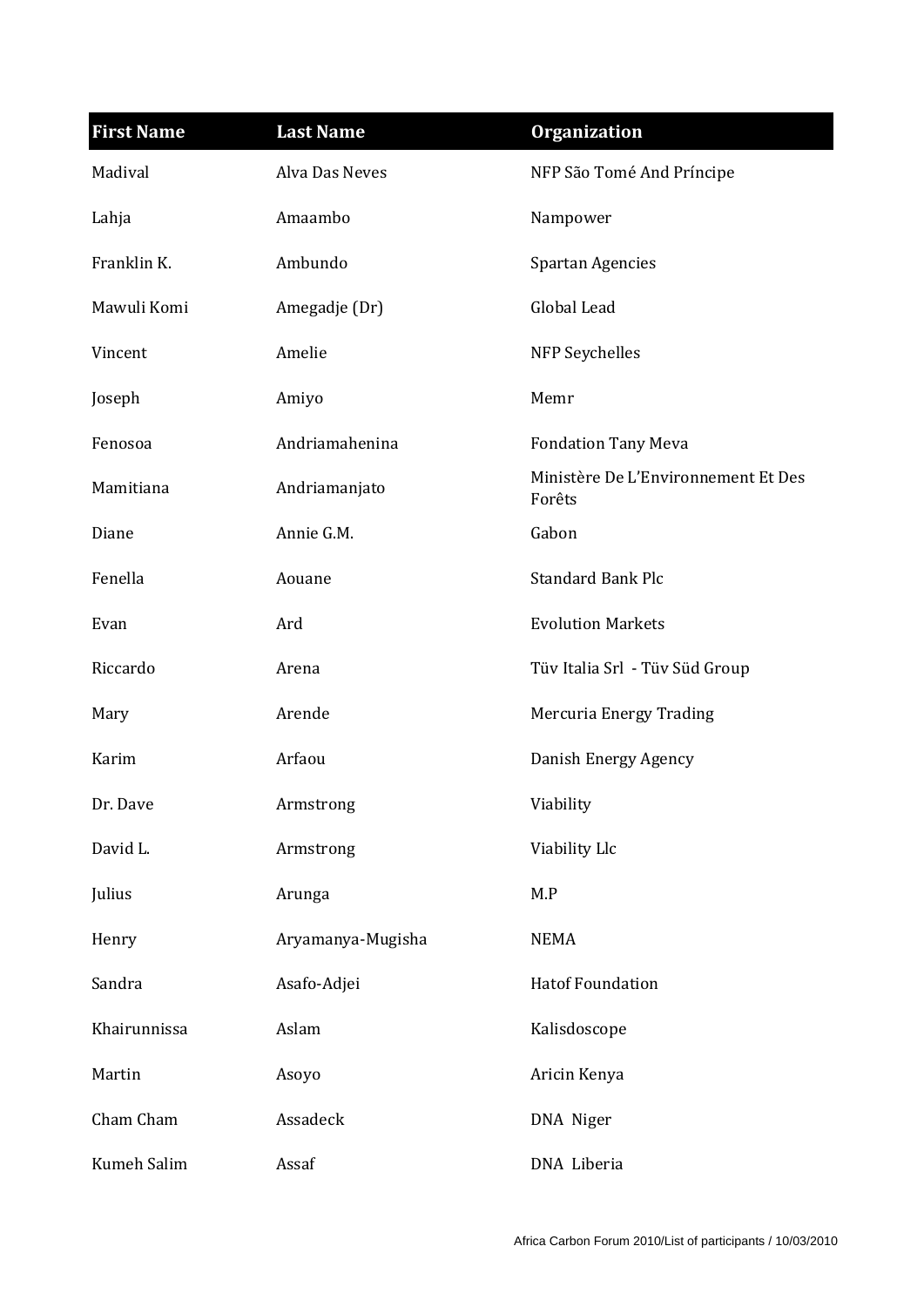| First Name | Last Name | Organization |
| --- | --- | --- |
| Madival | Alva Das Neves | NFP São Tomé And Príncipe |
| Lahja | Amaambo | Nampower |
| Franklin K. | Ambundo | Spartan Agencies |
| Mawuli Komi | Amegadje (Dr) | Global Lead |
| Vincent | Amelie | NFP Seychelles |
| Joseph | Amiyo | Memr |
| Fenosoa | Andriamahenina | Fondation Tany Meva |
| Mamitiana | Andriamanjato | Ministère De L'Environnement Et Des Forêts |
| Diane | Annie G.M. | Gabon |
| Fenella | Aouane | Standard Bank Plc |
| Evan | Ard | Evolution Markets |
| Riccardo | Arena | Tüv Italia Srl - Tüv Süd Group |
| Mary | Arende | Mercuria Energy Trading |
| Karim | Arfaou | Danish Energy Agency |
| Dr. Dave | Armstrong | Viability |
| David L. | Armstrong | Viability Llc |
| Julius | Arunga | M.P |
| Henry | Aryamanya-Mugisha | NEMA |
| Sandra | Asafo-Adjei | Hatof Foundation |
| Khairunnissa | Aslam | Kalisdoscope |
| Martin | Asoyo | Aricin Kenya |
| Cham Cham | Assadeck | DNA Niger |
| Kumeh Salim | Assaf | DNA Liberia |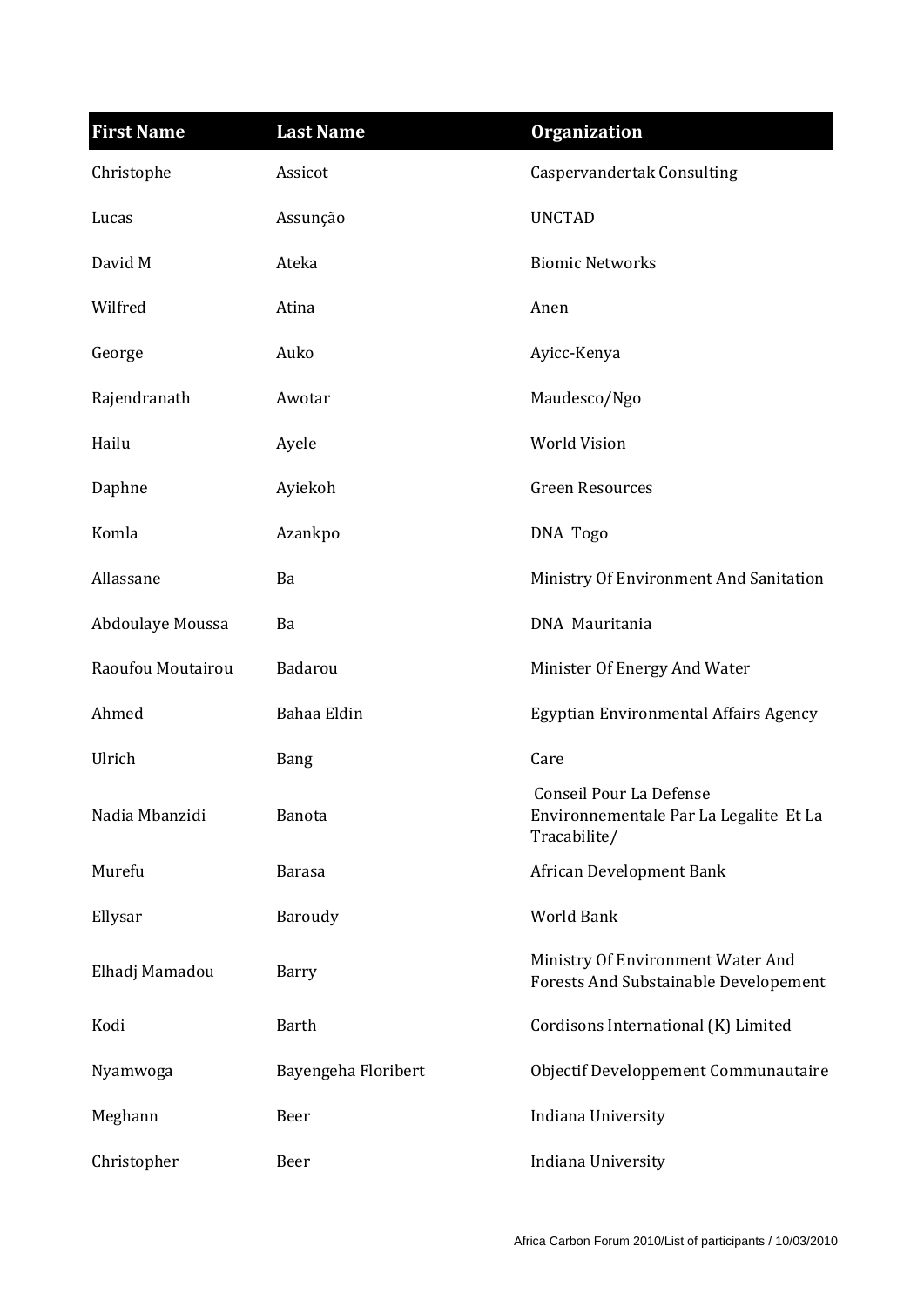| First Name | Last Name | Organization |
|---|---|---|
| Christophe | Assicot | Caspervandertak Consulting |
| Lucas | Assunção | UNCTAD |
| David M | Ateka | Biomic Networks |
| Wilfred | Atina | Anen |
| George | Auko | Ayicc-Kenya |
| Rajendranath | Awotar | Maudesco/Ngo |
| Hailu | Ayele | World Vision |
| Daphne | Ayiekoh | Green Resources |
| Komla | Azankpo | DNA Togo |
| Allassane | Ba | Ministry Of Environment And Sanitation |
| Abdoulaye Moussa | Ba | DNA Mauritania |
| Raoufou Moutairou | Badarou | Minister Of Energy And Water |
| Ahmed | Bahaa Eldin | Egyptian Environmental Affairs Agency |
| Ulrich | Bang | Care |
| Nadia Mbanzidi | Banota | Conseil Pour La Defense Environnementale Par La Legalite Et La Tracabilite/ |
| Murefu | Barasa | African Development Bank |
| Ellysar | Baroudy | World Bank |
| Elhadj Mamadou | Barry | Ministry Of Environment Water And Forests And Substainable Developement |
| Kodi | Barth | Cordisons International (K) Limited |
| Nyamwoga | Bayengeha Floribert | Objectif Developpement Communautaire |
| Meghann | Beer | Indiana University |
| Christopher | Beer | Indiana University |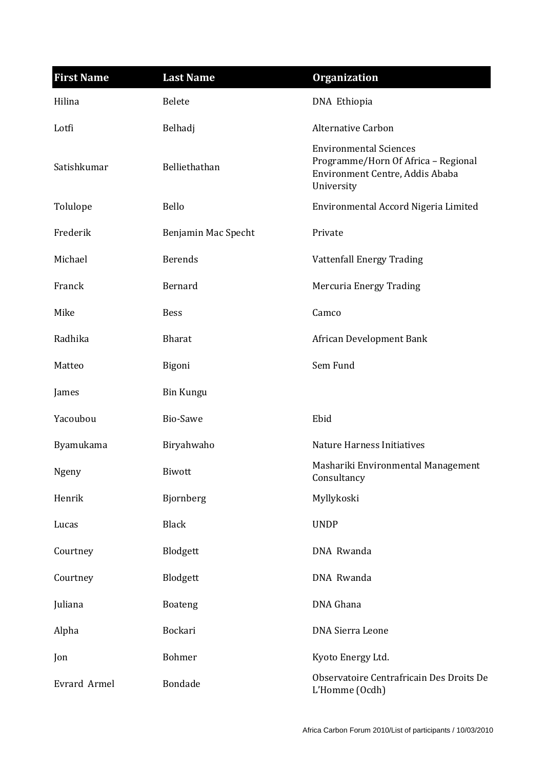| First Name | Last Name | Organization |
| --- | --- | --- |
| Hilina | Belete | DNA Ethiopia |
| Lotfi | Belhadj | Alternative Carbon |
| Satishkumar | Belliethathan | Environmental Sciences Programme/Horn Of Africa – Regional Environment Centre, Addis Ababa University |
| Tolulope | Bello | Environmental Accord Nigeria Limited |
| Frederik | Benjamin Mac Specht | Private |
| Michael | Berends | Vattenfall Energy Trading |
| Franck | Bernard | Mercuria Energy Trading |
| Mike | Bess | Camco |
| Radhika | Bharat | African Development Bank |
| Matteo | Bigoni | Sem Fund |
| James | Bin Kungu | |
| Yacoubou | Bio-Sawe | Ebid |
| Byamukama | Biryahwaho | Nature Harness Initiatives |
| Ngeny | Biwott | Mashariki Environmental Management Consultancy |
| Henrik | Bjornberg | Myllykoski |
| Lucas | Black | UNDP |
| Courtney | Blodgett | DNA Rwanda |
| Courtney | Blodgett | DNA Rwanda |
| Juliana | Boateng | DNA Ghana |
| Alpha | Bockari | DNA Sierra Leone |
| Jon | Bohmer | Kyoto Energy Ltd. |
| Evrard Armel | Bondade | Observatoire Centrafricain Des Droits De L'Homme (Ocdh) |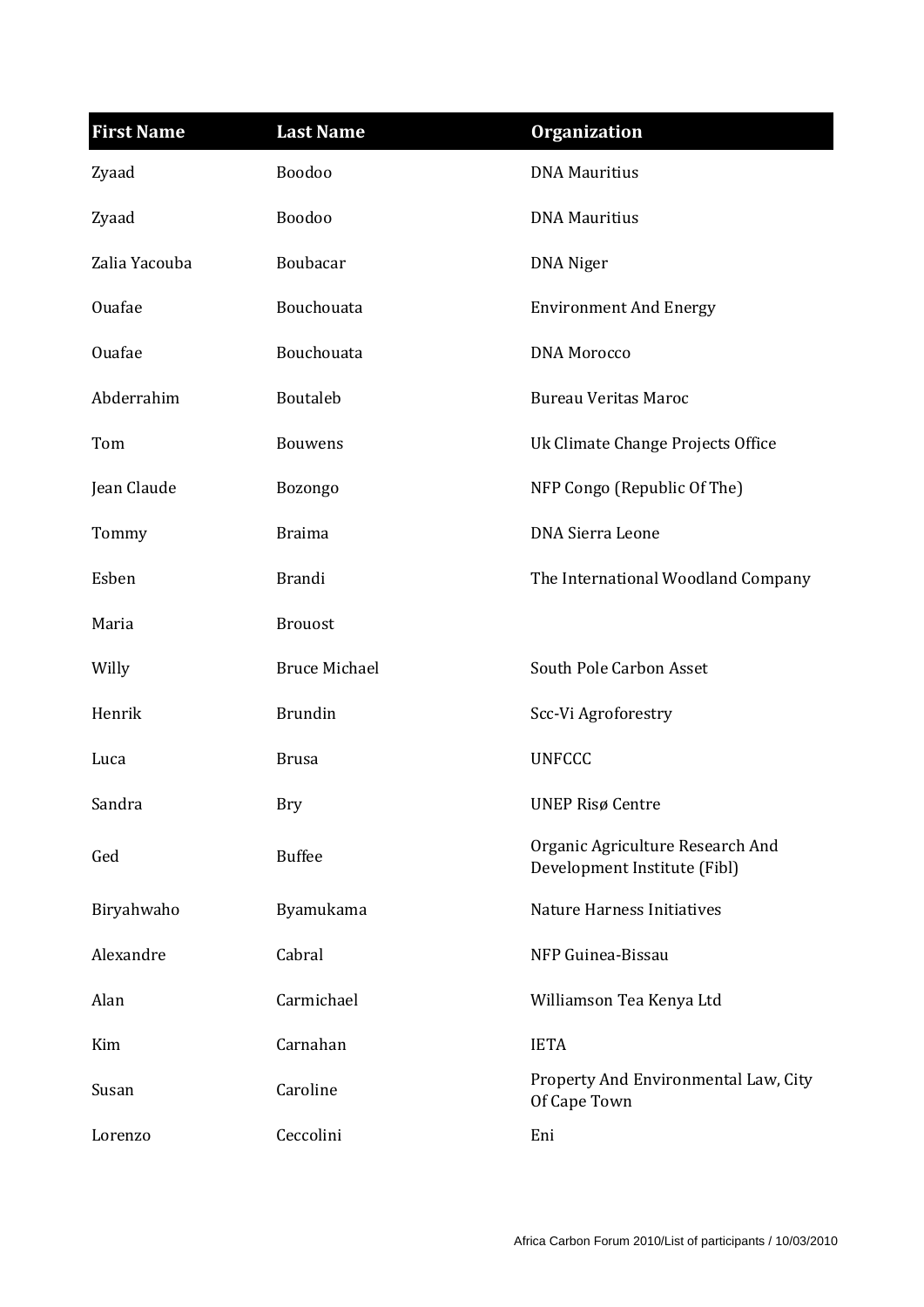| First Name | Last Name | Organization |
| --- | --- | --- |
| Zyaad | Boodoo | DNA Mauritius |
| Zyaad | Boodoo | DNA Mauritius |
| Zalia Yacouba | Boubacar | DNA Niger |
| Ouafae | Bouchouata | Environment And Energy |
| Ouafae | Bouchouata | DNA Morocco |
| Abderrahim | Boutaleb | Bureau Veritas Maroc |
| Tom | Bouwens | Uk Climate Change Projects Office |
| Jean Claude | Bozongo | NFP Congo (Republic Of The) |
| Tommy | Braima | DNA Sierra Leone |
| Esben | Brandi | The International Woodland Company |
| Maria | Brouost | |
| Willy | Bruce Michael | South Pole Carbon Asset |
| Henrik | Brundin | Scc-Vi Agroforestry |
| Luca | Brusa | UNFCCC |
| Sandra | Bry | UNEP Risø Centre |
| Ged | Buffee | Organic Agriculture Research And Development Institute (Fibl) |
| Biryahwaho | Byamukama | Nature Harness Initiatives |
| Alexandre | Cabral | NFP Guinea-Bissau |
| Alan | Carmichael | Williamson Tea Kenya Ltd |
| Kim | Carnahan | IETA |
| Susan | Caroline | Property And Environmental Law, City Of Cape Town |
| Lorenzo | Ceccolini | Eni |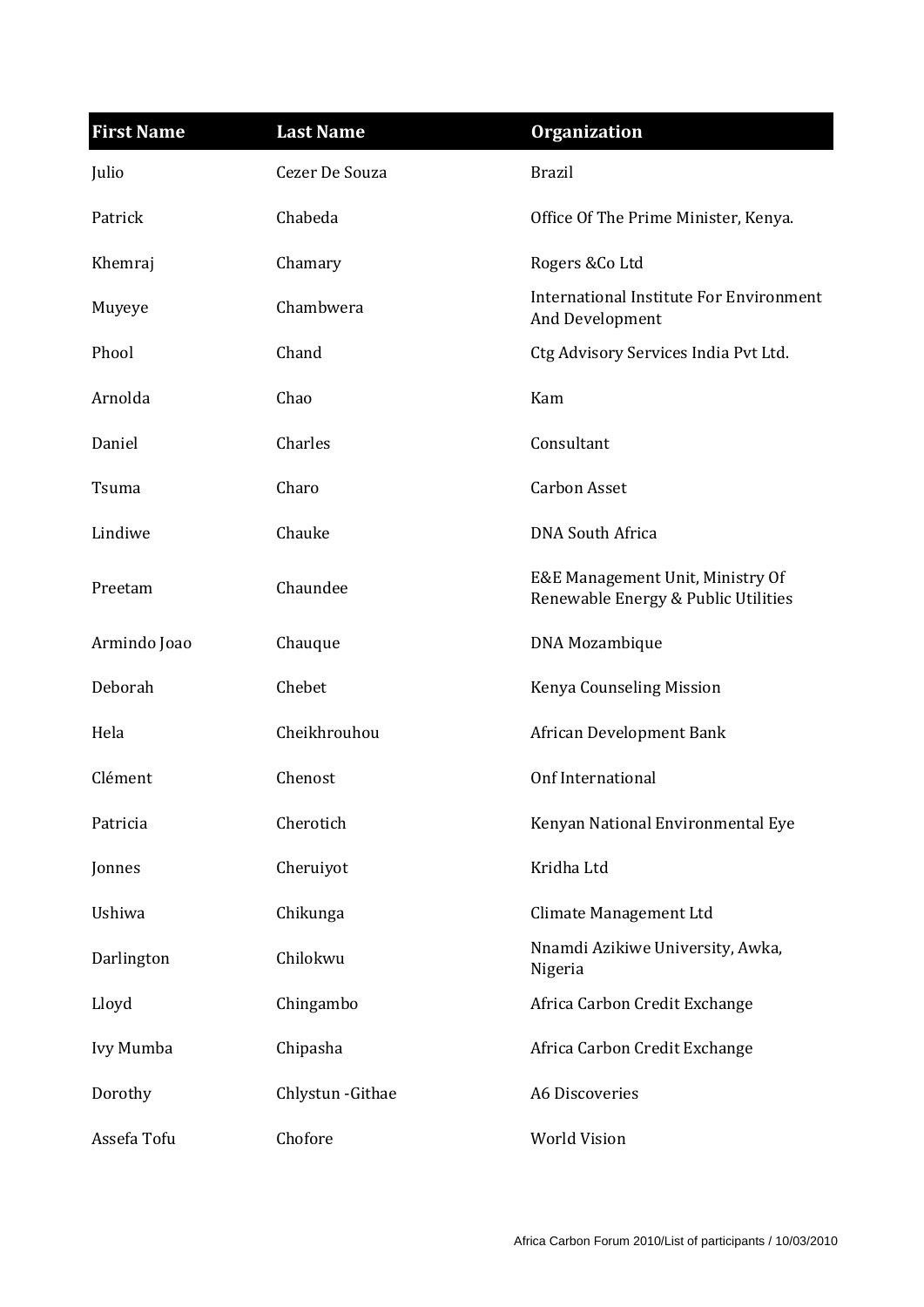| First Name | Last Name | Organization |
| --- | --- | --- |
| Julio | Cezer De Souza | Brazil |
| Patrick | Chabeda | Office Of The Prime Minister, Kenya. |
| Khemraj | Chamary | Rogers &Co Ltd |
| Muyeye | Chambwera | International Institute For Environment And Development |
| Phool | Chand | Ctg Advisory Services India Pvt Ltd. |
| Arnolda | Chao | Kam |
| Daniel | Charles | Consultant |
| Tsuma | Charo | Carbon Asset |
| Lindiwe | Chauke | DNA South Africa |
| Preetam | Chaundee | E&E Management Unit, Ministry Of Renewable Energy & Public Utilities |
| Armindo Joao | Chauque | DNA Mozambique |
| Deborah | Chebet | Kenya Counseling Mission |
| Hela | Cheikhrouhou | African Development Bank |
| Clément | Chenost | Onf International |
| Patricia | Cherotich | Kenyan National Environmental Eye |
| Jonnes | Cheruiyot | Kridha Ltd |
| Ushiwa | Chikunga | Climate Management Ltd |
| Darlington | Chilokwu | Nnamdi Azikiwe University, Awka, Nigeria |
| Lloyd | Chingambo | Africa Carbon Credit Exchange |
| Ivy Mumba | Chipasha | Africa Carbon Credit Exchange |
| Dorothy | Chlystun -Githae | A6 Discoveries |
| Assefa Tofu | Chofore | World Vision |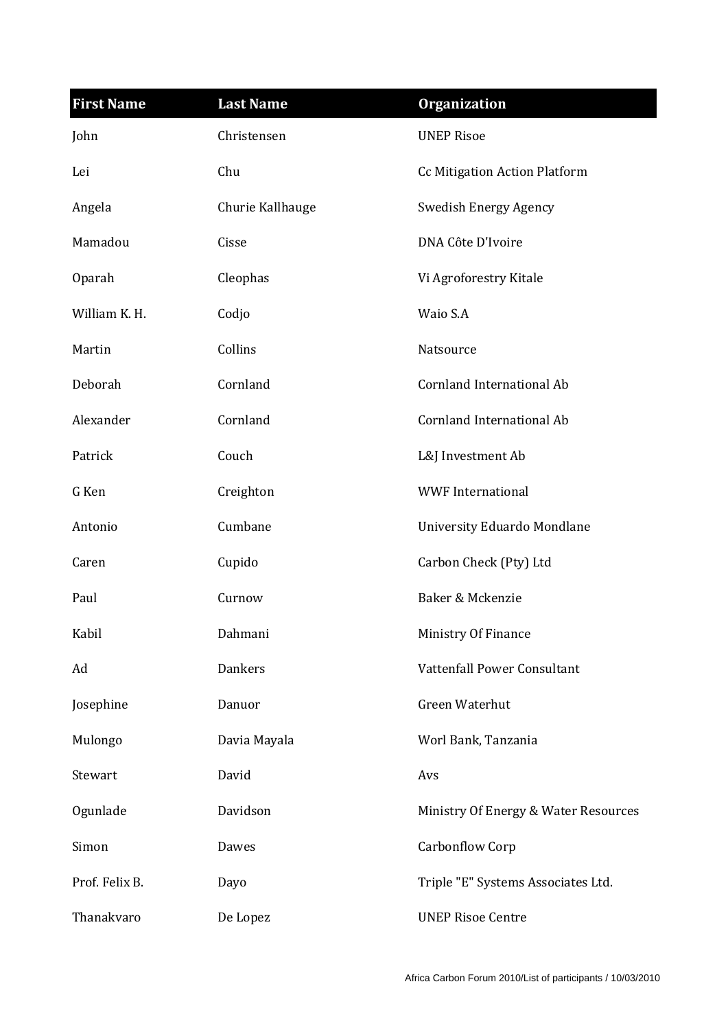| First Name | Last Name | Organization |
| --- | --- | --- |
| John | Christensen | UNEP Risoe |
| Lei | Chu | Cc Mitigation Action Platform |
| Angela | Churie Kallhauge | Swedish Energy Agency |
| Mamadou | Cisse | DNA Côte D'Ivoire |
| Oparah | Cleophas | Vi Agroforestry Kitale |
| William K. H. | Codjo | Waio S.A |
| Martin | Collins | Natsource |
| Deborah | Cornland | Cornland International Ab |
| Alexander | Cornland | Cornland International Ab |
| Patrick | Couch | L&J Investment Ab |
| G Ken | Creighton | WWF International |
| Antonio | Cumbane | University Eduardo Mondlane |
| Caren | Cupido | Carbon Check (Pty) Ltd |
| Paul | Curnow | Baker & Mckenzie |
| Kabil | Dahmani | Ministry Of Finance |
| Ad | Dankers | Vattenfall Power Consultant |
| Josephine | Danuor | Green Waterhut |
| Mulongo | Davia Mayala | Worl Bank, Tanzania |
| Stewart | David | Avs |
| Ogunlade | Davidson | Ministry Of Energy & Water Resources |
| Simon | Dawes | Carbonflow Corp |
| Prof. Felix B. | Dayo | Triple "E" Systems Associates Ltd. |
| Thanakvaro | De Lopez | UNEP Risoe Centre |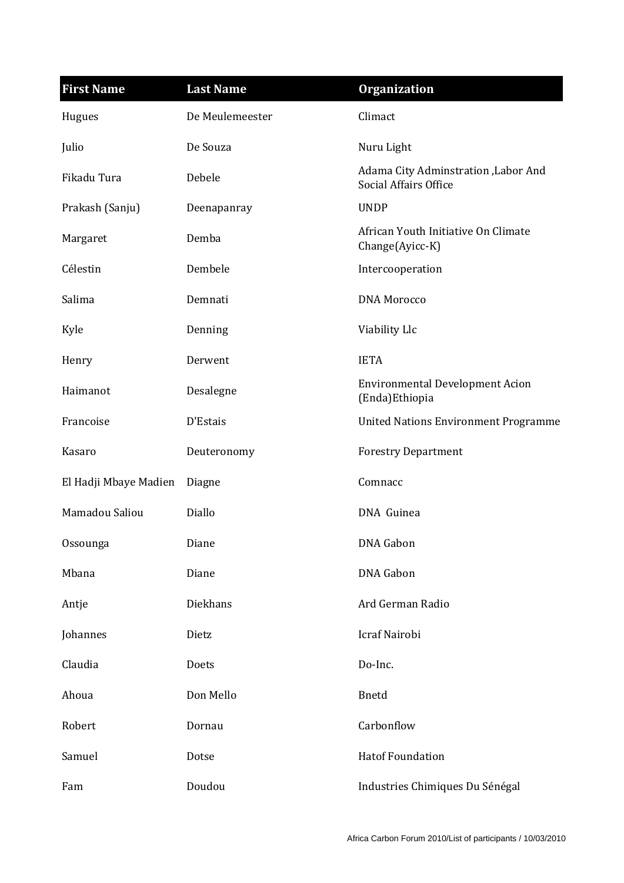| First Name | Last Name | Organization |
| --- | --- | --- |
| Hugues | De Meulemeester | Climact |
| Julio | De Souza | Nuru Light |
| Fikadu Tura | Debele | Adama City Adminstration ,Labor And Social Affairs Office |
| Prakash (Sanju) | Deenapanray | UNDP |
| Margaret | Demba | African Youth Initiative On Climate Change(Ayicc-K) |
| Célestin | Dembele | Intercooperation |
| Salima | Demnati | DNA Morocco |
| Kyle | Denning | Viability Llc |
| Henry | Derwent | IETA |
| Haimanot | Desalegne | Environmental Development Acion (Enda)Ethiopia |
| Francoise | D'Estais | United Nations Environment Programme |
| Kasaro | Deuteronomy | Forestry Department |
| El Hadji Mbaye Madien | Diagne | Comnacc |
| Mamadou Saliou | Diallo | DNA  Guinea |
| Ossounga | Diane | DNA Gabon |
| Mbana | Diane | DNA Gabon |
| Antje | Diekhans | Ard German Radio |
| Johannes | Dietz | Icraf Nairobi |
| Claudia | Doets | Do-Inc. |
| Ahoua | Don Mello | Bnetd |
| Robert | Dornau | Carbonflow |
| Samuel | Dotse | Hatof Foundation |
| Fam | Doudou | Industries Chimiques Du Sénégal |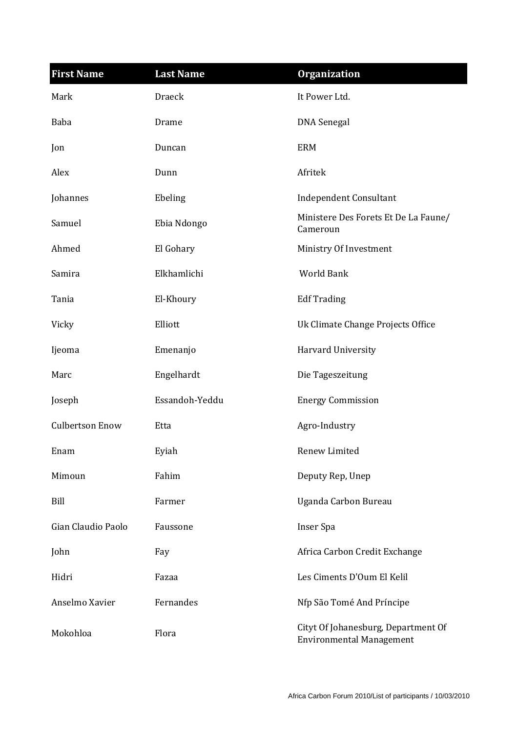| First Name | Last Name | Organization |
| --- | --- | --- |
| Mark | Draeck | It Power Ltd. |
| Baba | Drame | DNA Senegal |
| Jon | Duncan | ERM |
| Alex | Dunn | Afritek |
| Johannes | Ebeling | Independent Consultant |
| Samuel | Ebia Ndongo | Ministere Des Forets Et De La Faune/ Cameroun |
| Ahmed | El Gohary | Ministry Of Investment |
| Samira | Elkhamlichi | World Bank |
| Tania | El-Khoury | Edf Trading |
| Vicky | Elliott | Uk Climate Change Projects Office |
| Ijeoma | Emenanjo | Harvard University |
| Marc | Engelhardt | Die Tageszeitung |
| Joseph | Essandoh-Yeddu | Energy Commission |
| Culbertson Enow | Etta | Agro-Industry |
| Enam | Eyiah | Renew Limited |
| Mimoun | Fahim | Deputy Rep, Unep |
| Bill | Farmer | Uganda Carbon Bureau |
| Gian Claudio Paolo | Faussone | Inser Spa |
| John | Fay | Africa Carbon Credit Exchange |
| Hidri | Fazaa | Les Ciments D'Oum El Kelil |
| Anselmo Xavier | Fernandes | Nfp São Tomé And Príncipe |
| Mokohloa | Flora | Cityt Of Johanesburg, Department Of Environmental Management |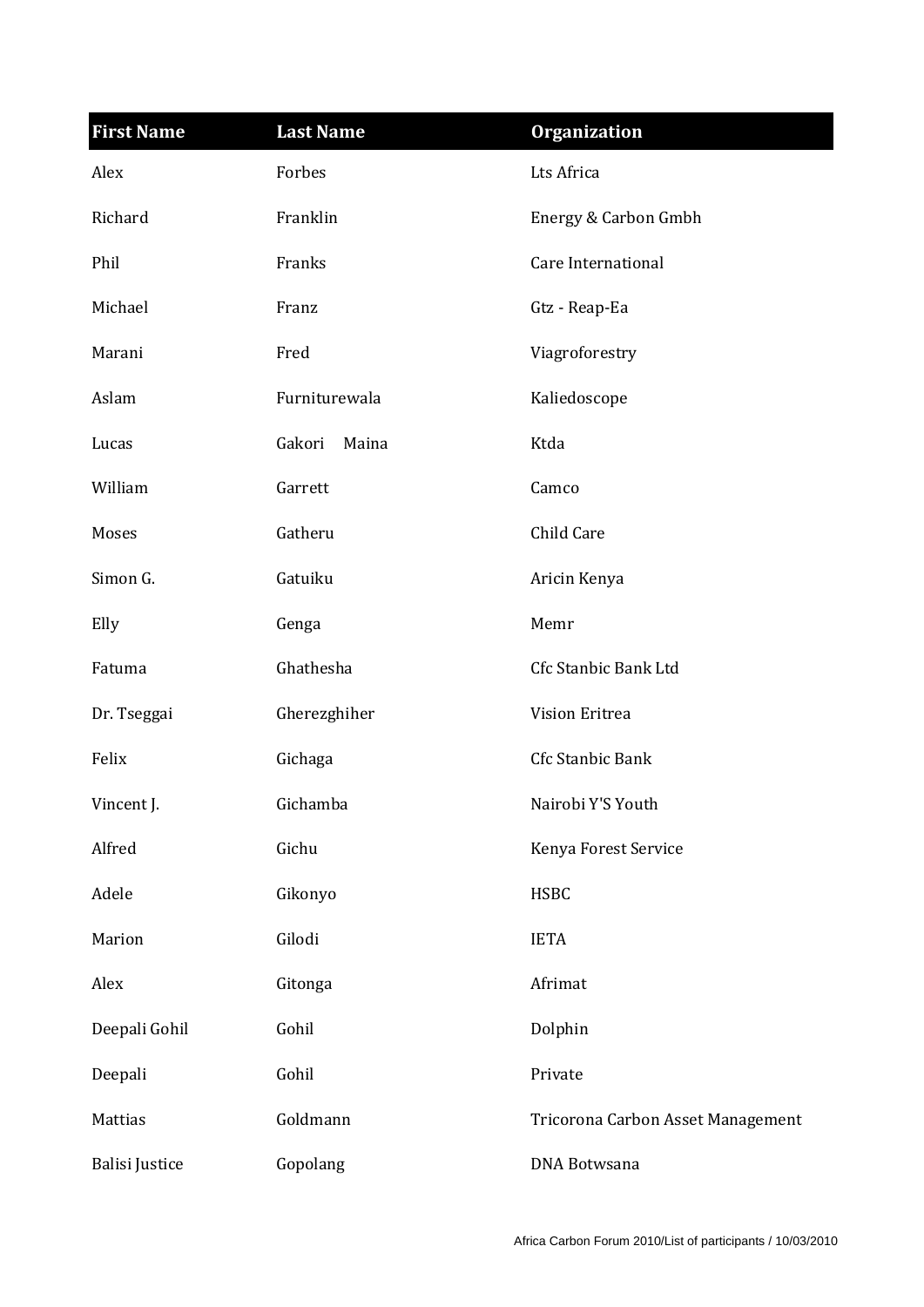| First Name | Last Name | Organization |
|---|---|---|
| Alex | Forbes | Lts Africa |
| Richard | Franklin | Energy & Carbon Gmbh |
| Phil | Franks | Care International |
| Michael | Franz | Gtz - Reap-Ea |
| Marani | Fred | Viagroforestry |
| Aslam | Furniturewala | Kaliedoscope |
| Lucas | Gakori Maina | Ktda |
| William | Garrett | Camco |
| Moses | Gatheru | Child Care |
| Simon G. | Gatuiku | Aricin Kenya |
| Elly | Genga | Memr |
| Fatuma | Ghathesha | Cfc Stanbic Bank Ltd |
| Dr. Tseggai | Gherezghiher | Vision Eritrea |
| Felix | Gichaga | Cfc Stanbic Bank |
| Vincent J. | Gichamba | Nairobi Y'S Youth |
| Alfred | Gichu | Kenya Forest Service |
| Adele | Gikonyo | HSBC |
| Marion | Gilodi | IETA |
| Alex | Gitonga | Afrimat |
| Deepali Gohil | Gohil | Dolphin |
| Deepali | Gohil | Private |
| Mattias | Goldmann | Tricorona Carbon Asset Management |
| Balisi Justice | Gopolang | DNA Botwsana |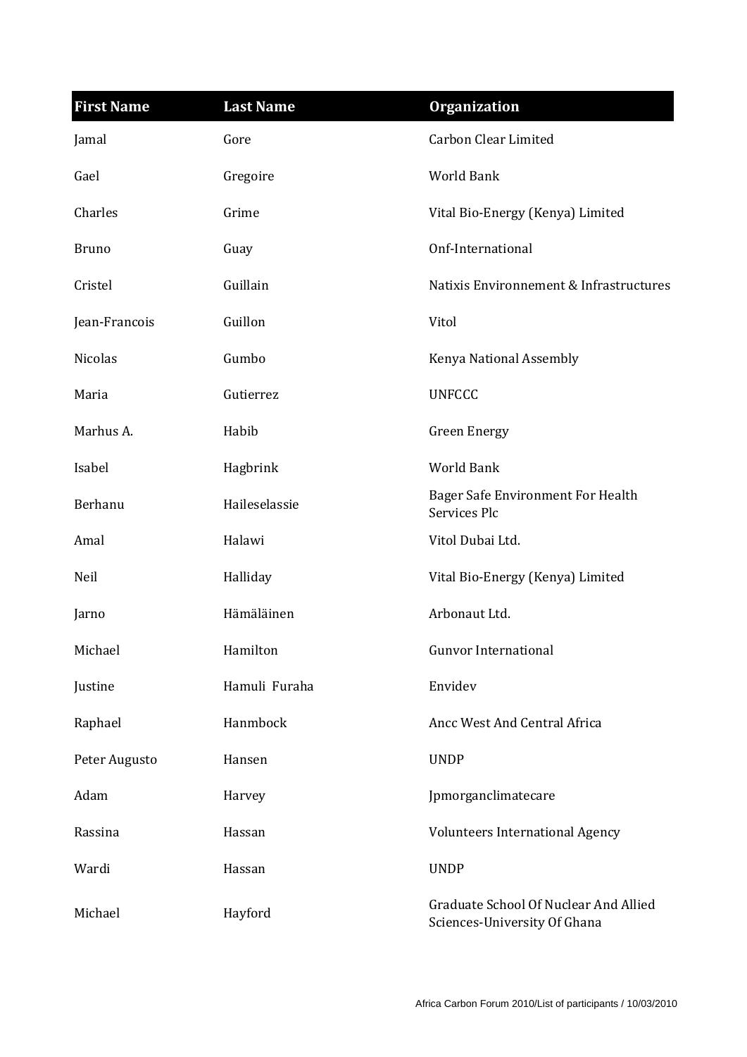| First Name | Last Name | Organization |
| --- | --- | --- |
| Jamal | Gore | Carbon Clear Limited |
| Gael | Gregoire | World Bank |
| Charles | Grime | Vital Bio-Energy (Kenya) Limited |
| Bruno | Guay | Onf-International |
| Cristel | Guillain | Natixis Environnement & Infrastructures |
| Jean-Francois | Guillon | Vitol |
| Nicolas | Gumbo | Kenya National Assembly |
| Maria | Gutierrez | UNFCCC |
| Marhus A. | Habib | Green Energy |
| Isabel | Hagbrink | World Bank |
| Berhanu | Haileselassie | Bager Safe Environment For Health Services Plc |
| Amal | Halawi | Vitol Dubai Ltd. |
| Neil | Halliday | Vital Bio-Energy (Kenya) Limited |
| Jarno | Hämäläinen | Arbonaut Ltd. |
| Michael | Hamilton | Gunvor International |
| Justine | Hamuli Furaha | Envidev |
| Raphael | Hanmbock | Ancc West And Central Africa |
| Peter Augusto | Hansen | UNDP |
| Adam | Harvey | Jpmorganclimatecare |
| Rassina | Hassan | Volunteers International Agency |
| Wardi | Hassan | UNDP |
| Michael | Hayford | Graduate School Of Nuclear And Allied Sciences-University Of Ghana |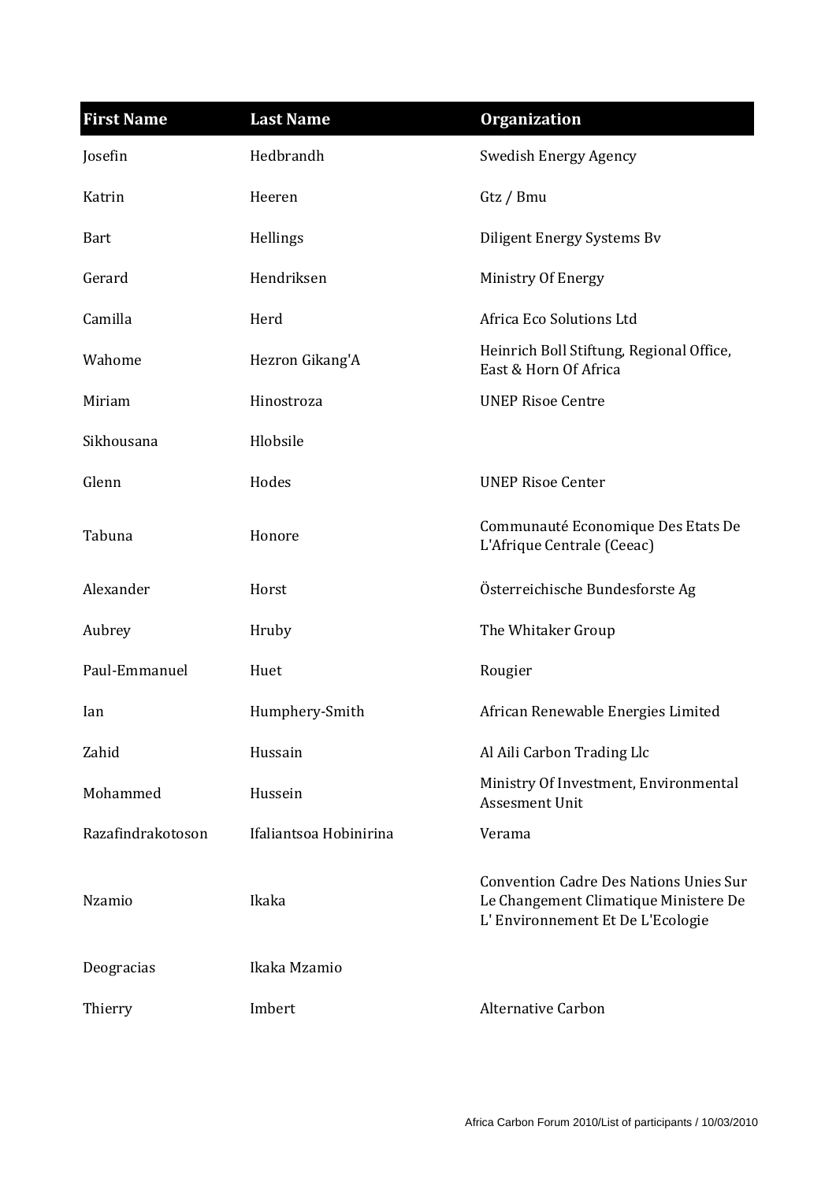| First Name | Last Name | Organization |
| --- | --- | --- |
| Josefin | Hedbrandh | Swedish Energy Agency |
| Katrin | Heeren | Gtz / Bmu |
| Bart | Hellings | Diligent Energy Systems Bv |
| Gerard | Hendriksen | Ministry Of Energy |
| Camilla | Herd | Africa Eco Solutions Ltd |
| Wahome | Hezron Gikang'A | Heinrich Boll Stiftung, Regional Office, East & Horn Of Africa |
| Miriam | Hinostroza | UNEP Risoe Centre |
| Sikhousana | Hlobsile | |
| Glenn | Hodes | UNEP Risoe Center |
| Tabuna | Honore | Communauté Economique Des Etats De L'Afrique Centrale (Ceeac) |
| Alexander | Horst | Österreichische Bundesforste Ag |
| Aubrey | Hruby | The Whitaker Group |
| Paul-Emmanuel | Huet | Rougier |
| Ian | Humphery-Smith | African Renewable Energies Limited |
| Zahid | Hussain | Al Aili Carbon Trading Llc |
| Mohammed | Hussein | Ministry Of Investment, Environmental Assesment Unit |
| Razafindrakotoson | Ifaliantsoa Hobinirina | Verama |
| Nzamio | Ikaka | Convention Cadre Des Nations Unies Sur Le Changement Climatique Ministere De L' Environnement Et De L'Ecologie |
| Deogracias | Ikaka Mzamio | |
| Thierry | Imbert | Alternative Carbon |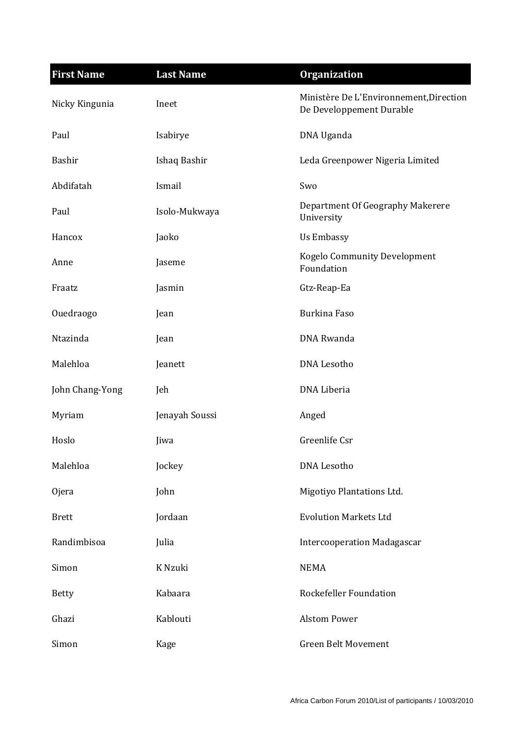| First Name | Last Name | Organization |
| --- | --- | --- |
| Nicky Kingunia | Ineet | Ministère De L'Environnement,Direction De Developpement Durable |
| Paul | Isabirye | DNA Uganda |
| Bashir | Ishaq Bashir | Leda Greenpower Nigeria Limited |
| Abdifatah | Ismail | Swo |
| Paul | Isolo-Mukwaya | Department Of Geography Makerere University |
| Hancox | Jaoko | Us Embassy |
| Anne | Jaseme | Kogelo Community Development Foundation |
| Fraatz | Jasmin | Gtz-Reap-Ea |
| Ouedraogo | Jean | Burkina Faso |
| Ntazinda | Jean | DNA Rwanda |
| Malehloa | Jeanett | DNA Lesotho |
| John Chang-Yong | Jeh | DNA Liberia |
| Myriam | Jenayah Soussi | Anged |
| Hoslo | Jiwa | Greenlife Csr |
| Malehloa | Jockey | DNA Lesotho |
| Ojera | John | Migotiyo Plantations Ltd. |
| Brett | Jordaan | Evolution Markets Ltd |
| Randimbisoa | Julia | Intercooperation Madagascar |
| Simon | K Nzuki | NEMA |
| Betty | Kabaara | Rockefeller Foundation |
| Ghazi | Kablouti | Alstom Power |
| Simon | Kage | Green Belt Movement |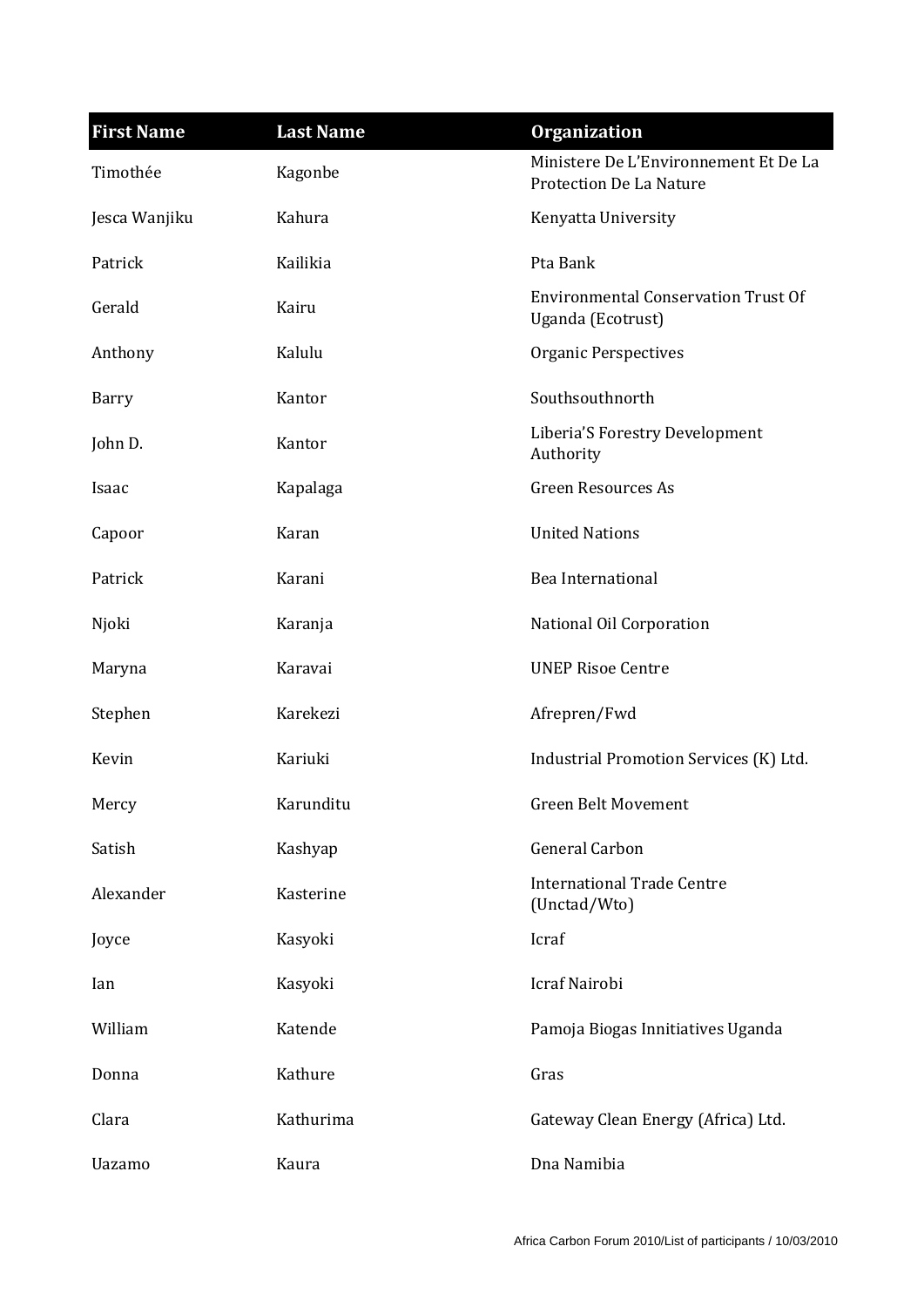| First Name | Last Name | Organization |
|---|---|---|
| Timothée | Kagonbe | Ministere De L'Environnement Et De La Protection De La Nature |
| Jesca Wanjiku | Kahura | Kenyatta University |
| Patrick | Kailikia | Pta Bank |
| Gerald | Kairu | Environmental Conservation Trust Of Uganda (Ecotrust) |
| Anthony | Kalulu | Organic Perspectives |
| Barry | Kantor | Southsouthnorth |
| John D. | Kantor | Liberia'S Forestry Development Authority |
| Isaac | Kapalaga | Green Resources As |
| Capoor | Karan | United Nations |
| Patrick | Karani | Bea International |
| Njoki | Karanja | National Oil Corporation |
| Maryna | Karavai | UNEP Risoe Centre |
| Stephen | Karekezi | Afrepren/Fwd |
| Kevin | Kariuki | Industrial Promotion Services (K) Ltd. |
| Mercy | Karunditu | Green Belt Movement |
| Satish | Kashyap | General Carbon |
| Alexander | Kasterine | International Trade Centre (Unctad/Wto) |
| Joyce | Kasyoki | Icraf |
| Ian | Kasyoki | Icraf Nairobi |
| William | Katende | Pamoja Biogas Innitiatives Uganda |
| Donna | Kathure | Gras |
| Clara | Kathurima | Gateway Clean Energy (Africa) Ltd. |
| Uazamo | Kaura | Dna Namibia |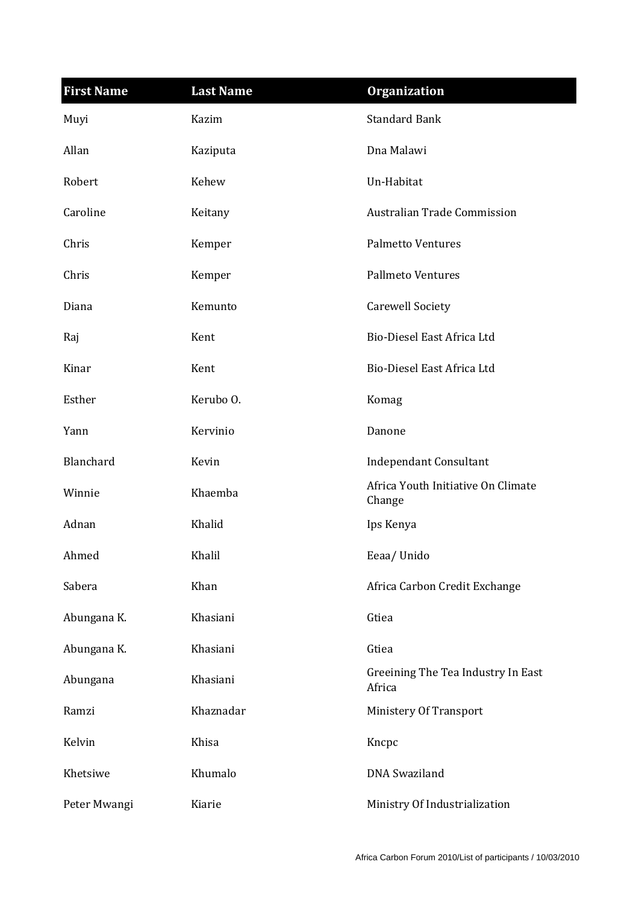| First Name | Last Name | Organization |
|---|---|---|
| Muyi | Kazim | Standard Bank |
| Allan | Kaziputa | Dna Malawi |
| Robert | Kehew | Un-Habitat |
| Caroline | Keitany | Australian Trade Commission |
| Chris | Kemper | Palmetto Ventures |
| Chris | Kemper | Pallmeto Ventures |
| Diana | Kemunto | Carewell Society |
| Raj | Kent | Bio-Diesel East Africa Ltd |
| Kinar | Kent | Bio-Diesel East Africa Ltd |
| Esther | Kerubo O. | Komag |
| Yann | Kervinio | Danone |
| Blanchard | Kevin | Independant Consultant |
| Winnie | Khaemba | Africa Youth Initiative On Climate Change |
| Adnan | Khalid | Ips Kenya |
| Ahmed | Khalil | Eeaa/ Unido |
| Sabera | Khan | Africa Carbon Credit Exchange |
| Abungana K. | Khasiani | Gtiea |
| Abungana K. | Khasiani | Gtiea |
| Abungana | Khasiani | Greeining The Tea Industry In East Africa |
| Ramzi | Khaznadar | Ministery Of Transport |
| Kelvin | Khisa | Kncpc |
| Khetsiwe | Khumalo | DNA Swaziland |
| Peter Mwangi | Kiarie | Ministry Of Industrialization |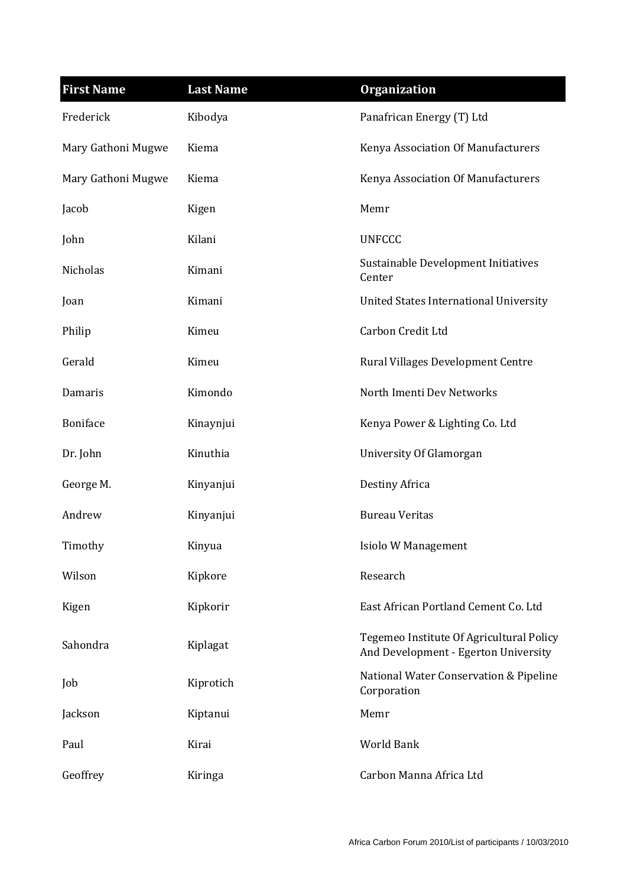| First Name | Last Name | Organization |
|---|---|---|
| Frederick | Kibodya | Panafrican Energy (T) Ltd |
| Mary Gathoni Mugwe | Kiema | Kenya Association Of Manufacturers |
| Mary Gathoni Mugwe | Kiema | Kenya Association Of Manufacturers |
| Jacob | Kigen | Memr |
| John | Kilani | UNFCCC |
| Nicholas | Kimani | Sustainable Development Initiatives Center |
| Joan | Kimani | United States International University |
| Philip | Kimeu | Carbon Credit Ltd |
| Gerald | Kimeu | Rural Villages Development Centre |
| Damaris | Kimondo | North Imenti Dev Networks |
| Boniface | Kinaynjui | Kenya Power & Lighting Co. Ltd |
| Dr. John | Kinuthia | University Of Glamorgan |
| George M. | Kinyanjui | Destiny Africa |
| Andrew | Kinyanjui | Bureau Veritas |
| Timothy | Kinyua | Isiolo W Management |
| Wilson | Kipkore | Research |
| Kigen | Kipkorir | East African Portland Cement Co. Ltd |
| Sahondra | Kiplagat | Tegemeo Institute Of Agricultural Policy And Development - Egerton University |
| Job | Kiprotich | National Water Conservation & Pipeline Corporation |
| Jackson | Kiptanui | Memr |
| Paul | Kirai | World Bank |
| Geoffrey | Kiringa | Carbon Manna Africa Ltd |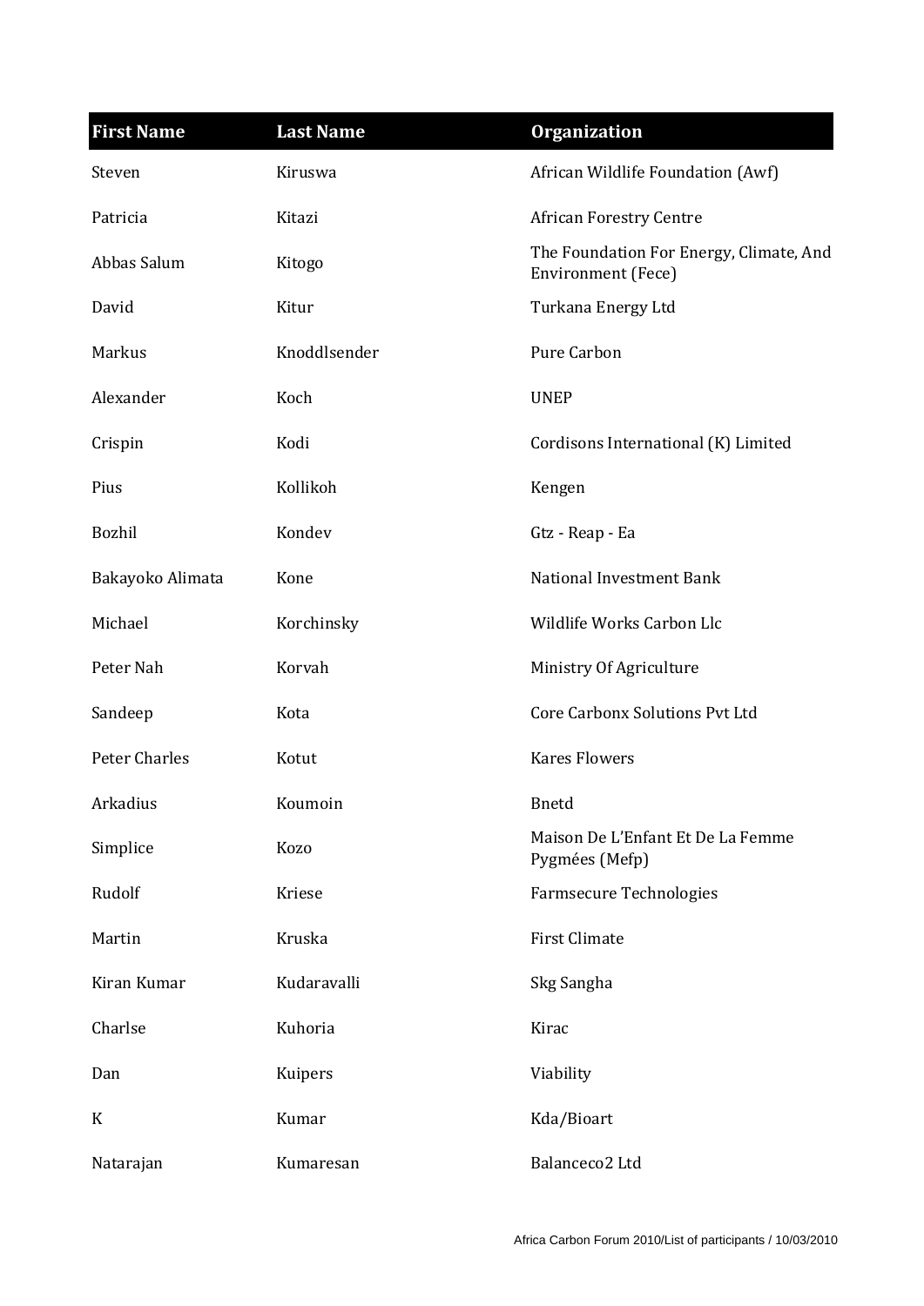| First Name | Last Name | Organization |
| --- | --- | --- |
| Steven | Kiruswa | African Wildlife Foundation (Awf) |
| Patricia | Kitazi | African Forestry Centre |
| Abbas Salum | Kitogo | The Foundation For Energy, Climate, And Environment (Fece) |
| David | Kitur | Turkana Energy Ltd |
| Markus | Knoddlsender | Pure Carbon |
| Alexander | Koch | UNEP |
| Crispin | Kodi | Cordisons International (K) Limited |
| Pius | Kollikoh | Kengen |
| Bozhil | Kondev | Gtz - Reap - Ea |
| Bakayoko Alimata | Kone | National Investment Bank |
| Michael | Korchinsky | Wildlife Works Carbon Llc |
| Peter Nah | Korvah | Ministry Of Agriculture |
| Sandeep | Kota | Core Carbonx Solutions Pvt Ltd |
| Peter Charles | Kotut | Kares Flowers |
| Arkadius | Koumoin | Bnetd |
| Simplice | Kozo | Maison De L'Enfant Et De La Femme Pygmées (Mefp) |
| Rudolf | Kriese | Farmsecure Technologies |
| Martin | Kruska | First Climate |
| Kiran Kumar | Kudaravalli | Skg Sangha |
| Charlse | Kuhoria | Kirac |
| Dan | Kuipers | Viability |
| K | Kumar | Kda/Bioart |
| Natarajan | Kumaresan | Balanceco2 Ltd |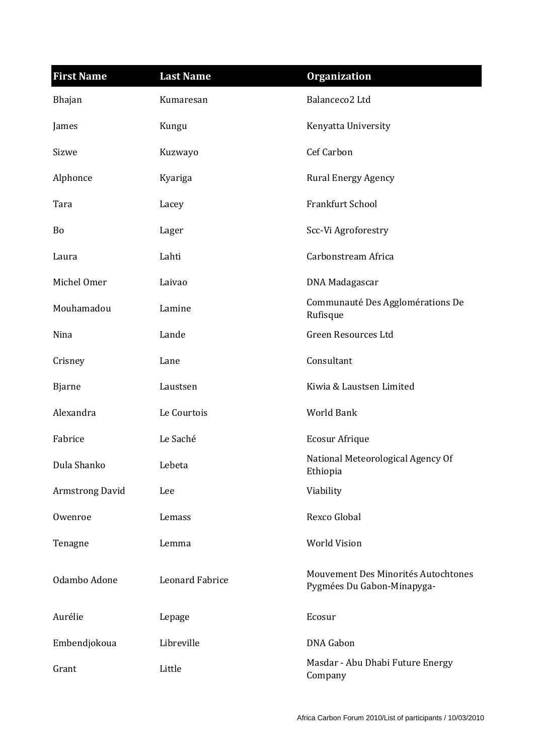| First Name | Last Name | Organization |
| --- | --- | --- |
| Bhajan | Kumaresan | Balanceco2 Ltd |
| James | Kungu | Kenyatta University |
| Sizwe | Kuzwayo | Cef Carbon |
| Alphonce | Kyariga | Rural Energy Agency |
| Tara | Lacey | Frankfurt School |
| Bo | Lager | Scc-Vi Agroforestry |
| Laura | Lahti | Carbonstream Africa |
| Michel Omer | Laivao | DNA Madagascar |
| Mouhamadou | Lamine | Communauté Des Agglomérations De Rufisque |
| Nina | Lande | Green Resources Ltd |
| Crisney | Lane | Consultant |
| Bjarne | Laustsen | Kiwia & Laustsen Limited |
| Alexandra | Le Courtois | World Bank |
| Fabrice | Le Saché | Ecosur Afrique |
| Dula Shanko | Lebeta | National Meteorological Agency Of Ethiopia |
| Armstrong David | Lee | Viability |
| Owenroe | Lemass | Rexco Global |
| Tenagne | Lemma | World Vision |
| Odambo Adone | Leonard Fabrice | Mouvement Des Minorités Autochtones Pygmées Du Gabon-Minapyga- |
| Aurélie | Lepage | Ecosur |
| Embendjokoua | Libreville | DNA Gabon |
| Grant | Little | Masdar - Abu Dhabi Future Energy Company |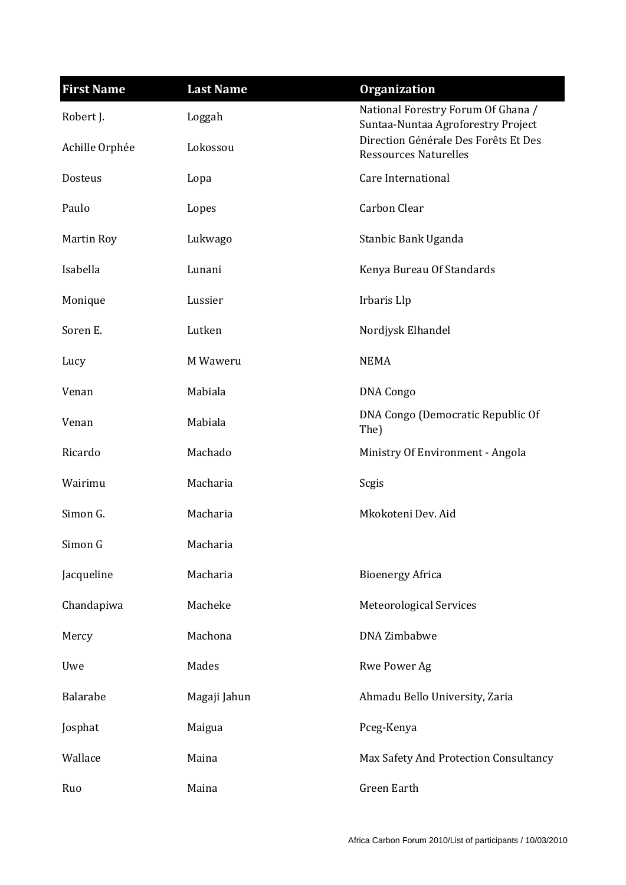| First Name | Last Name | Organization |
| --- | --- | --- |
| Robert J. | Loggah | National Forestry Forum Of Ghana / Suntaa-Nuntaa Agroforestry Project |
| Achille Orphée | Lokossou | Direction Générale Des Forêts Et Des Ressources Naturelles |
| Dosteus | Lopa | Care International |
| Paulo | Lopes | Carbon Clear |
| Martin Roy | Lukwago | Stanbic Bank Uganda |
| Isabella | Lunani | Kenya Bureau Of Standards |
| Monique | Lussier | Irbaris Llp |
| Soren E. | Lutken | Nordjysk Elhandel |
| Lucy | M Waweru | NEMA |
| Venan | Mabiala | DNA Congo |
| Venan | Mabiala | DNA Congo (Democratic Republic Of The) |
| Ricardo | Machado | Ministry Of Environment - Angola |
| Wairimu | Macharia | Scgis |
| Simon G. | Macharia | Mkokoteni Dev. Aid |
| Simon G | Macharia | |
| Jacqueline | Macharia | Bioenergy Africa |
| Chandapiwa | Macheke | Meteorological Services |
| Mercy | Machona | DNA Zimbabwe |
| Uwe | Mades | Rwe Power Ag |
| Balarabe | Magaji Jahun | Ahmadu Bello University, Zaria |
| Josphat | Maigua | Pceg-Kenya |
| Wallace | Maina | Max Safety And Protection Consultancy |
| Ruo | Maina | Green Earth |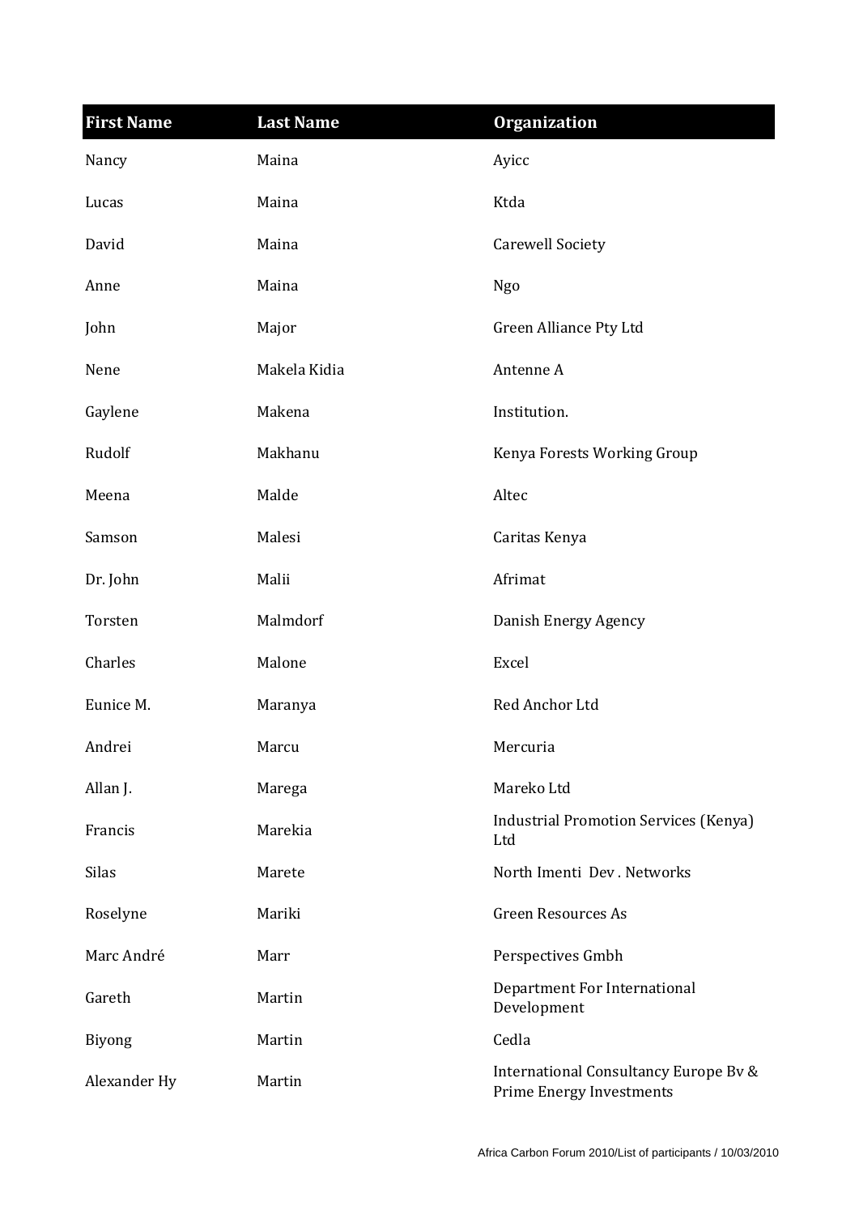| First Name | Last Name | Organization |
|---|---|---|
| Nancy | Maina | Ayicc |
| Lucas | Maina | Ktda |
| David | Maina | Carewell Society |
| Anne | Maina | Ngo |
| John | Major | Green Alliance Pty Ltd |
| Nene | Makela Kidia | Antenne A |
| Gaylene | Makena | Institution. |
| Rudolf | Makhanu | Kenya Forests Working Group |
| Meena | Malde | Altec |
| Samson | Malesi | Caritas Kenya |
| Dr. John | Malii | Afrimat |
| Torsten | Malmdorf | Danish Energy Agency |
| Charles | Malone | Excel |
| Eunice M. | Maranya | Red Anchor Ltd |
| Andrei | Marcu | Mercuria |
| Allan J. | Marega | Mareko Ltd |
| Francis | Marekia | Industrial Promotion Services (Kenya) Ltd |
| Silas | Marete | North Imenti Dev . Networks |
| Roselyne | Mariki | Green Resources As |
| Marc André | Marr | Perspectives Gmbh |
| Gareth | Martin | Department For International Development |
| Biyong | Martin | Cedla |
| Alexander Hy | Martin | International Consultancy Europe Bv & Prime Energy Investments |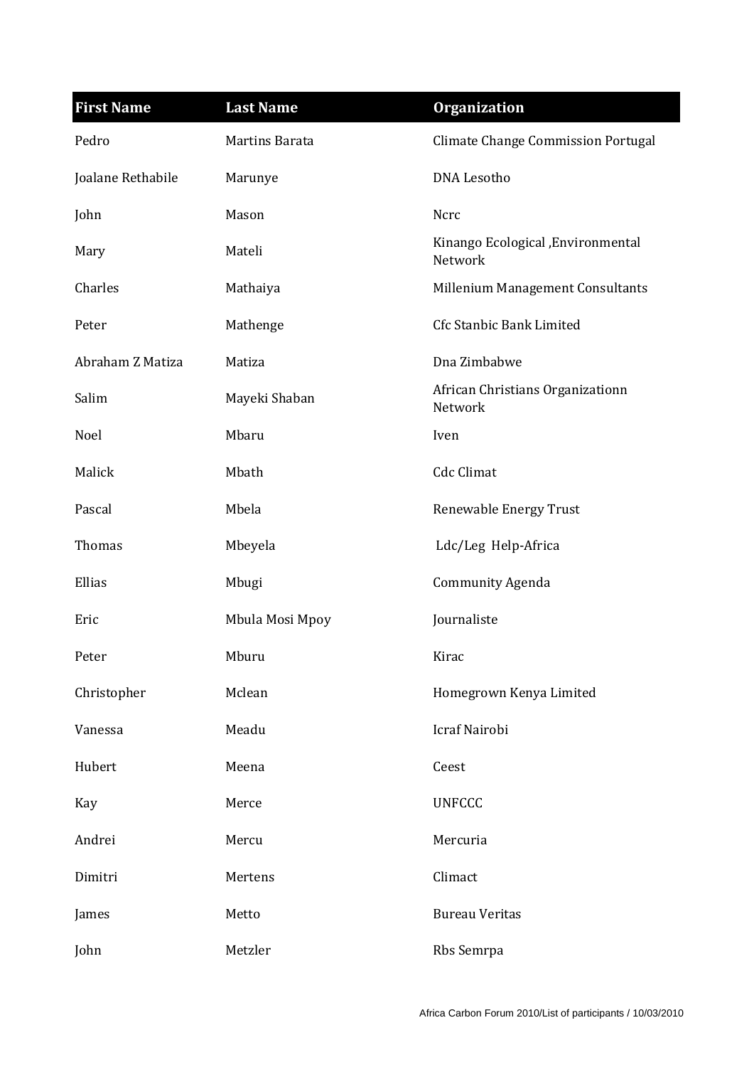| First Name | Last Name | Organization |
|---|---|---|
| Pedro | Martins Barata | Climate Change Commission Portugal |
| Joalane Rethabile | Marunye | DNA Lesotho |
| John | Mason | Ncrc |
| Mary | Mateli | Kinango Ecological ,Environmental Network |
| Charles | Mathaiya | Millenium Management Consultants |
| Peter | Mathenge | Cfc Stanbic Bank Limited |
| Abraham Z Matiza | Matiza | Dna Zimbabwe |
| Salim | Mayeki Shaban | African Christians Organizationn Network |
| Noel | Mbaru | Iven |
| Malick | Mbath | Cdc Climat |
| Pascal | Mbela | Renewable Energy Trust |
| Thomas | Mbeyela | Ldc/Leg Help-Africa |
| Ellias | Mbugi | Community Agenda |
| Eric | Mbula Mosi Mpoy | Journaliste |
| Peter | Mburu | Kirac |
| Christopher | Mclean | Homegrown Kenya Limited |
| Vanessa | Meadu | Icraf Nairobi |
| Hubert | Meena | Ceest |
| Kay | Merce | UNFCCC |
| Andrei | Mercu | Mercuria |
| Dimitri | Mertens | Climact |
| James | Metto | Bureau Veritas |
| John | Metzler | Rbs Semrpa |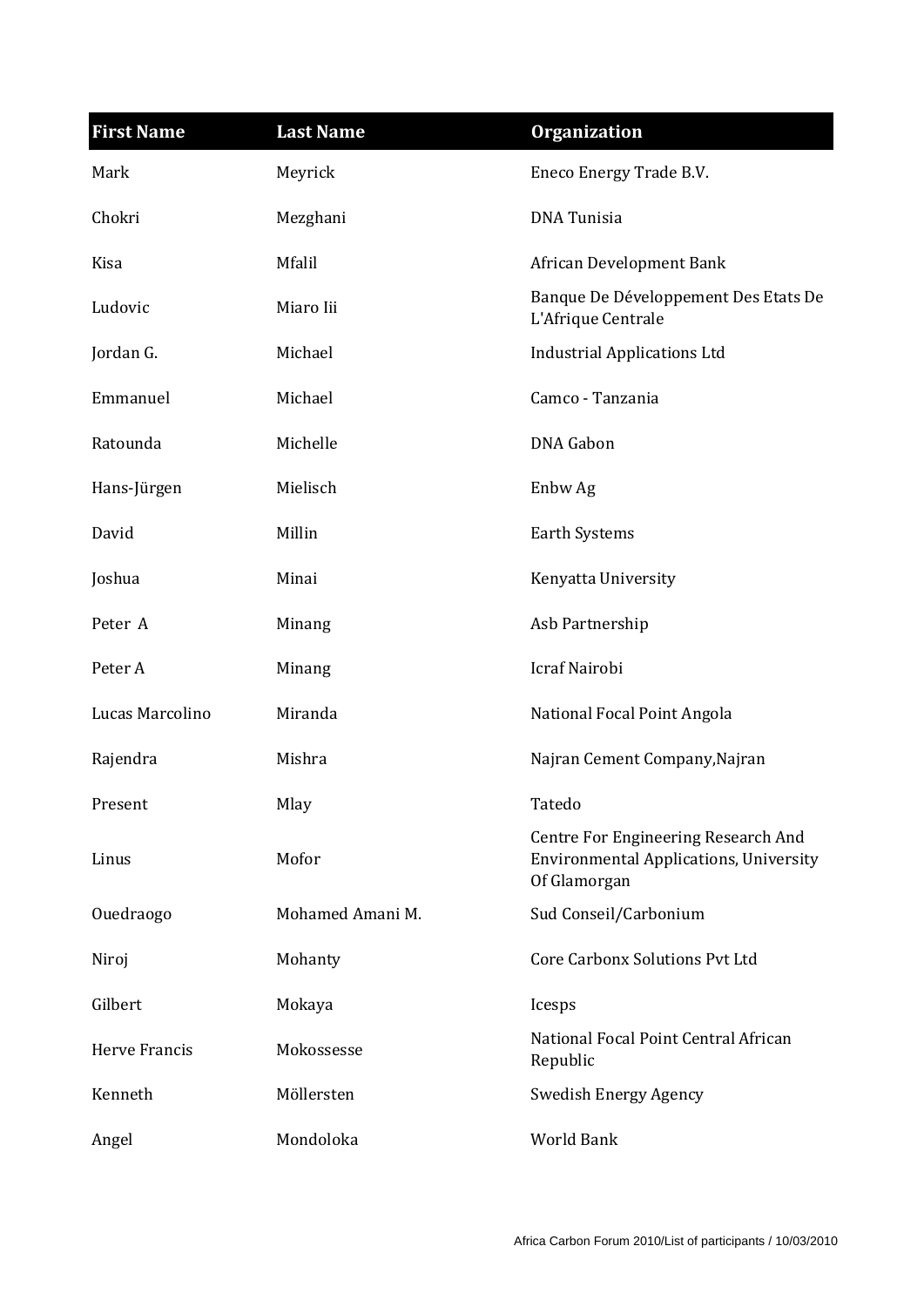| First Name | Last Name | Organization |
| --- | --- | --- |
| Mark | Meyrick | Eneco Energy Trade B.V. |
| Chokri | Mezghani | DNA Tunisia |
| Kisa | Mfalil | African Development Bank |
| Ludovic | Miaro Iii | Banque De Développement Des Etats De L'Afrique Centrale |
| Jordan G. | Michael | Industrial Applications Ltd |
| Emmanuel | Michael | Camco - Tanzania |
| Ratounda | Michelle | DNA Gabon |
| Hans-Jürgen | Mielisch | Enbw Ag |
| David | Millin | Earth Systems |
| Joshua | Minai | Kenyatta University |
| Peter A | Minang | Asb Partnership |
| Peter A | Minang | Icraf Nairobi |
| Lucas Marcolino | Miranda | National Focal Point Angola |
| Rajendra | Mishra | Najran Cement Company,Najran |
| Present | Mlay | Tatedo |
| Linus | Mofor | Centre For Engineering Research And Environmental Applications, University Of Glamorgan |
| Ouedraogo | Mohamed Amani M. | Sud Conseil/Carbonium |
| Niroj | Mohanty | Core Carbonx Solutions Pvt Ltd |
| Gilbert | Mokaya | Icesps |
| Herve Francis | Mokossesse | National Focal Point Central African Republic |
| Kenneth | Möllersten | Swedish Energy Agency |
| Angel | Mondoloka | World Bank |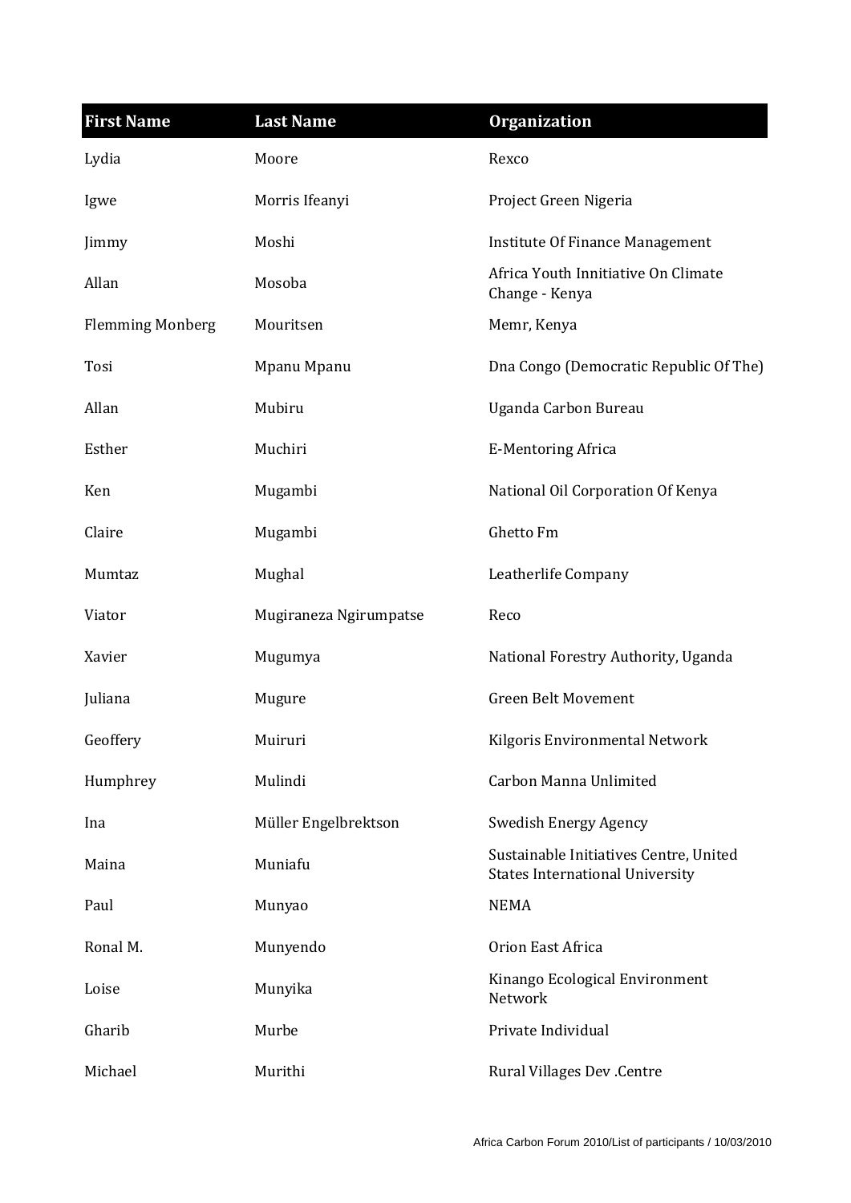| First Name | Last Name | Organization |
|---|---|---|
| Lydia | Moore | Rexco |
| Igwe | Morris Ifeanyi | Project Green Nigeria |
| Jimmy | Moshi | Institute Of Finance Management |
| Allan | Mosoba | Africa Youth Innitiative On Climate Change - Kenya |
| Flemming Monberg | Mouritsen | Memr, Kenya |
| Tosi | Mpanu Mpanu | Dna Congo (Democratic Republic Of The) |
| Allan | Mubiru | Uganda Carbon Bureau |
| Esther | Muchiri | E-Mentoring Africa |
| Ken | Mugambi | National Oil Corporation Of Kenya |
| Claire | Mugambi | Ghetto Fm |
| Mumtaz | Mughal | Leatherlife Company |
| Viator | Mugiraneza Ngirumpatse | Reco |
| Xavier | Mugumya | National Forestry Authority, Uganda |
| Juliana | Mugure | Green Belt Movement |
| Geoffery | Muiruri | Kilgoris Environmental Network |
| Humphrey | Mulindi | Carbon Manna Unlimited |
| Ina | Müller Engelbrektson | Swedish Energy Agency |
| Maina | Muniafu | Sustainable Initiatives Centre, United States International University |
| Paul | Munyao | NEMA |
| Ronal M. | Munyendo | Orion East Africa |
| Loise | Munyika | Kinango Ecological Environment Network |
| Gharib | Murbe | Private Individual |
| Michael | Murithi | Rural Villages Dev .Centre |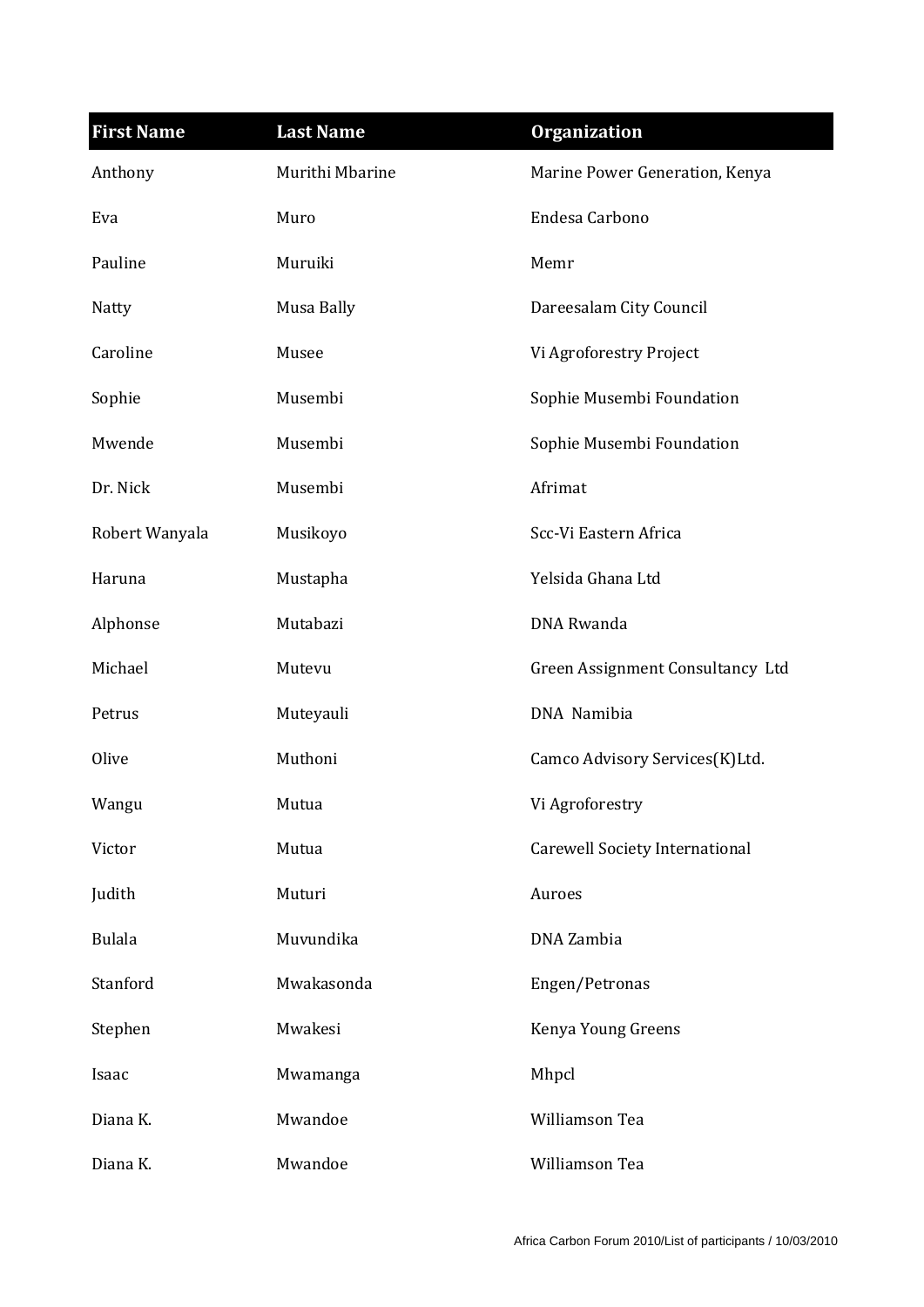| First Name | Last Name | Organization |
| --- | --- | --- |
| Anthony | Murithi Mbarine | Marine Power Generation, Kenya |
| Eva | Muro | Endesa Carbono |
| Pauline | Muruiki | Memr |
| Natty | Musa Bally | Dareesalam City Council |
| Caroline | Musee | Vi Agroforestry Project |
| Sophie | Musembi | Sophie Musembi Foundation |
| Mwende | Musembi | Sophie Musembi Foundation |
| Dr. Nick | Musembi | Afrimat |
| Robert Wanyala | Musikoyo | Scc-Vi Eastern Africa |
| Haruna | Mustapha | Yelsida Ghana Ltd |
| Alphonse | Mutabazi | DNA Rwanda |
| Michael | Mutevu | Green Assignment Consultancy Ltd |
| Petrus | Muteyauli | DNA Namibia |
| Olive | Muthoni | Camco Advisory Services(K)Ltd. |
| Wangu | Mutua | Vi Agroforestry |
| Victor | Mutua | Carewell Society International |
| Judith | Muturi | Auroes |
| Bulala | Muvundika | DNA Zambia |
| Stanford | Mwakasonda | Engen/Petronas |
| Stephen | Mwakesi | Kenya Young Greens |
| Isaac | Mwamanga | Mhpcl |
| Diana K. | Mwandoe | Williamson Tea |
| Diana K. | Mwandoe | Williamson Tea |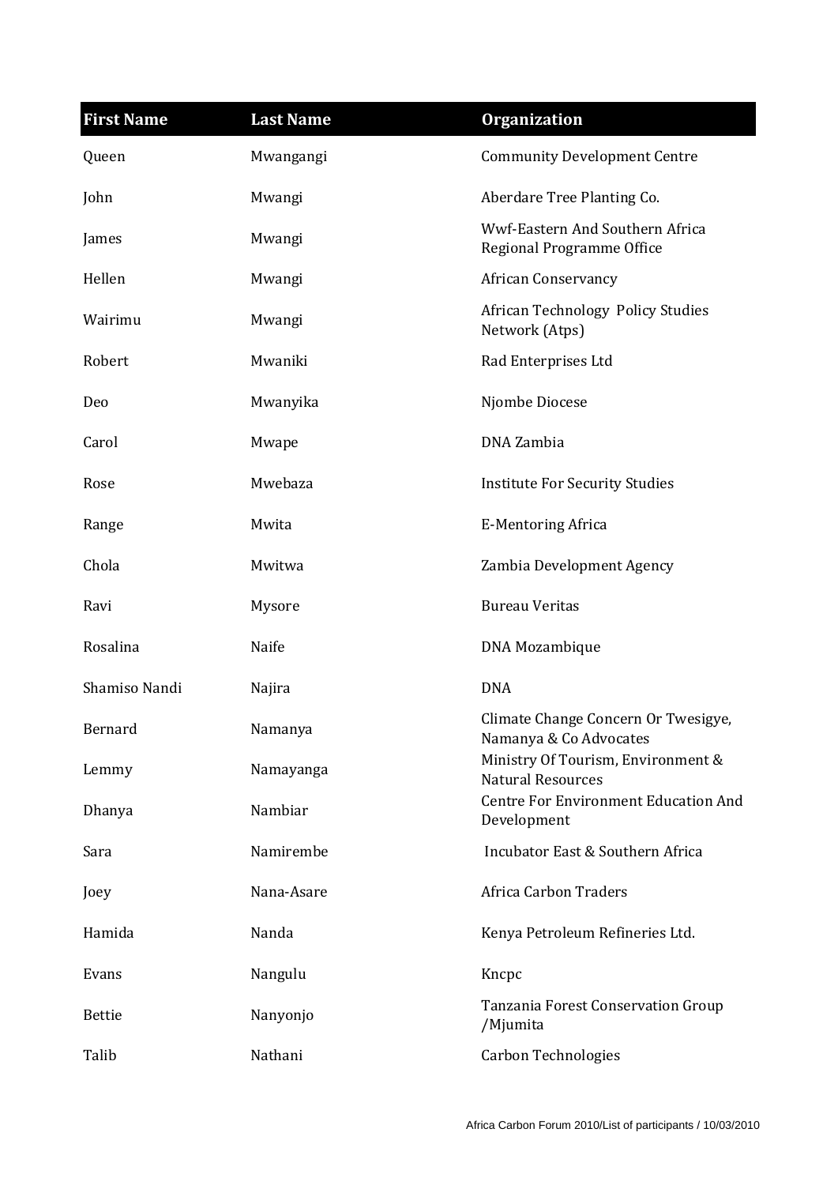| First Name | Last Name | Organization |
| --- | --- | --- |
| Queen | Mwangangi | Community Development Centre |
| John | Mwangi | Aberdare Tree Planting Co. |
| James | Mwangi | Wwf-Eastern And Southern Africa Regional Programme Office |
| Hellen | Mwangi | African Conservancy |
| Wairimu | Mwangi | African Technology Policy Studies Network (Atps) |
| Robert | Mwaniki | Rad Enterprises Ltd |
| Deo | Mwanyika | Njombe Diocese |
| Carol | Mwape | DNA Zambia |
| Rose | Mwebaza | Institute For Security Studies |
| Range | Mwita | E-Mentoring Africa |
| Chola | Mwitwa | Zambia Development Agency |
| Ravi | Mysore | Bureau Veritas |
| Rosalina | Naife | DNA Mozambique |
| Shamiso Nandi | Najira | DNA |
| Bernard | Namanya | Climate Change Concern Or Twesigye, Namanya & Co Advocates |
| Lemmy | Namayanga | Ministry Of Tourism, Environment & Natural Resources |
| Dhanya | Nambiar | Centre For Environment Education And Development |
| Sara | Namirembe | Incubator East & Southern Africa |
| Joey | Nana-Asare | Africa Carbon Traders |
| Hamida | Nanda | Kenya Petroleum Refineries Ltd. |
| Evans | Nangulu | Kncpc |
| Bettie | Nanyonjo | Tanzania Forest Conservation Group /Mjumita |
| Talib | Nathani | Carbon Technologies |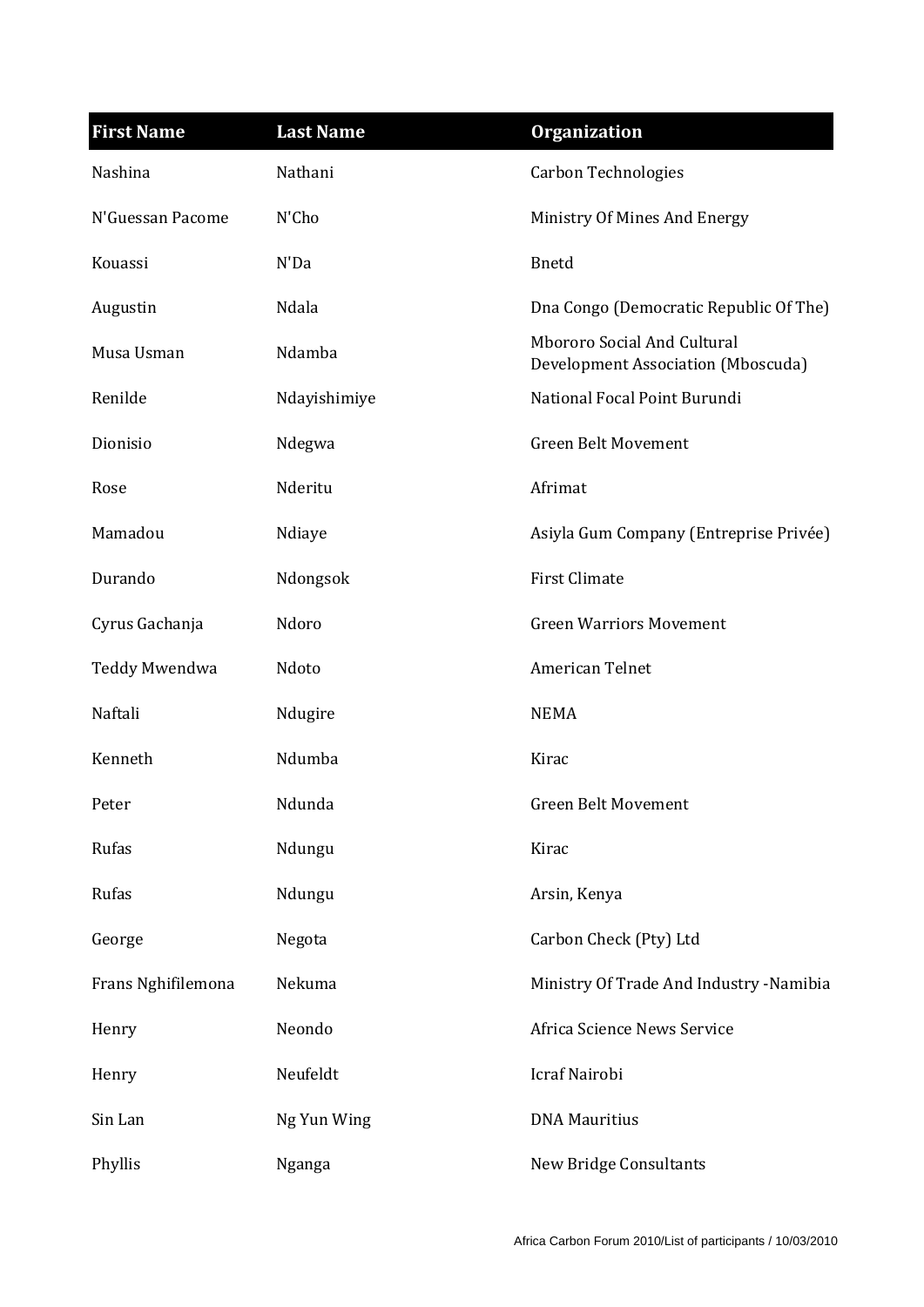| First Name | Last Name | Organization |
| --- | --- | --- |
| Nashina | Nathani | Carbon Technologies |
| N'Guessan Pacome | N'Cho | Ministry Of Mines And Energy |
| Kouassi | N'Da | Bnetd |
| Augustin | Ndala | Dna Congo (Democratic Republic Of The) |
| Musa Usman | Ndamba | Mbororo Social And Cultural Development Association (Mboscuda) |
| Renilde | Ndayishimiye | National Focal Point Burundi |
| Dionisio | Ndegwa | Green Belt Movement |
| Rose | Nderitu | Afrimat |
| Mamadou | Ndiaye | Asiyla Gum Company (Entreprise Privée) |
| Durando | Ndongsok | First Climate |
| Cyrus Gachanja | Ndoro | Green Warriors Movement |
| Teddy Mwendwa | Ndoto | American Telnet |
| Naftali | Ndugire | NEMA |
| Kenneth | Ndumba | Kirac |
| Peter | Ndunda | Green Belt Movement |
| Rufas | Ndungu | Kirac |
| Rufas | Ndungu | Arsin, Kenya |
| George | Negota | Carbon Check (Pty) Ltd |
| Frans Nghifilemona | Nekuma | Ministry Of Trade And Industry -Namibia |
| Henry | Neondo | Africa Science News Service |
| Henry | Neufeldt | Icraf Nairobi |
| Sin Lan | Ng Yun Wing | DNA Mauritius |
| Phyllis | Nganga | New Bridge Consultants |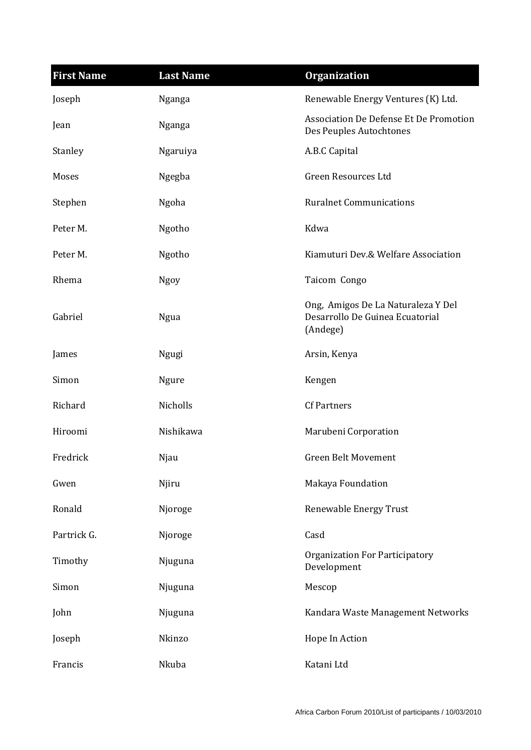| First Name | Last Name | Organization |
| --- | --- | --- |
| Joseph | Nganga | Renewable Energy Ventures (K) Ltd. |
| Jean | Nganga | Association De Defense Et De Promotion Des Peuples Autochtones |
| Stanley | Ngaruiya | A.B.C Capital |
| Moses | Ngegba | Green Resources Ltd |
| Stephen | Ngoha | Ruralnet Communications |
| Peter M. | Ngotho | Kdwa |
| Peter M. | Ngotho | Kiamuturi Dev.& Welfare Association |
| Rhema | Ngoy | Taicom Congo |
| Gabriel | Ngua | Ong, Amigos De La Naturaleza Y Del Desarrollo De Guinea Ecuatorial (Andege) |
| James | Ngugi | Arsin, Kenya |
| Simon | Ngure | Kengen |
| Richard | Nicholls | Cf Partners |
| Hiroomi | Nishikawa | Marubeni Corporation |
| Fredrick | Njau | Green Belt Movement |
| Gwen | Njiru | Makaya Foundation |
| Ronald | Njoroge | Renewable Energy Trust |
| Partrick G. | Njoroge | Casd |
| Timothy | Njuguna | Organization For Participatory Development |
| Simon | Njuguna | Mescop |
| John | Njuguna | Kandara Waste Management Networks |
| Joseph | Nkinzo | Hope In Action |
| Francis | Nkuba | Katani Ltd |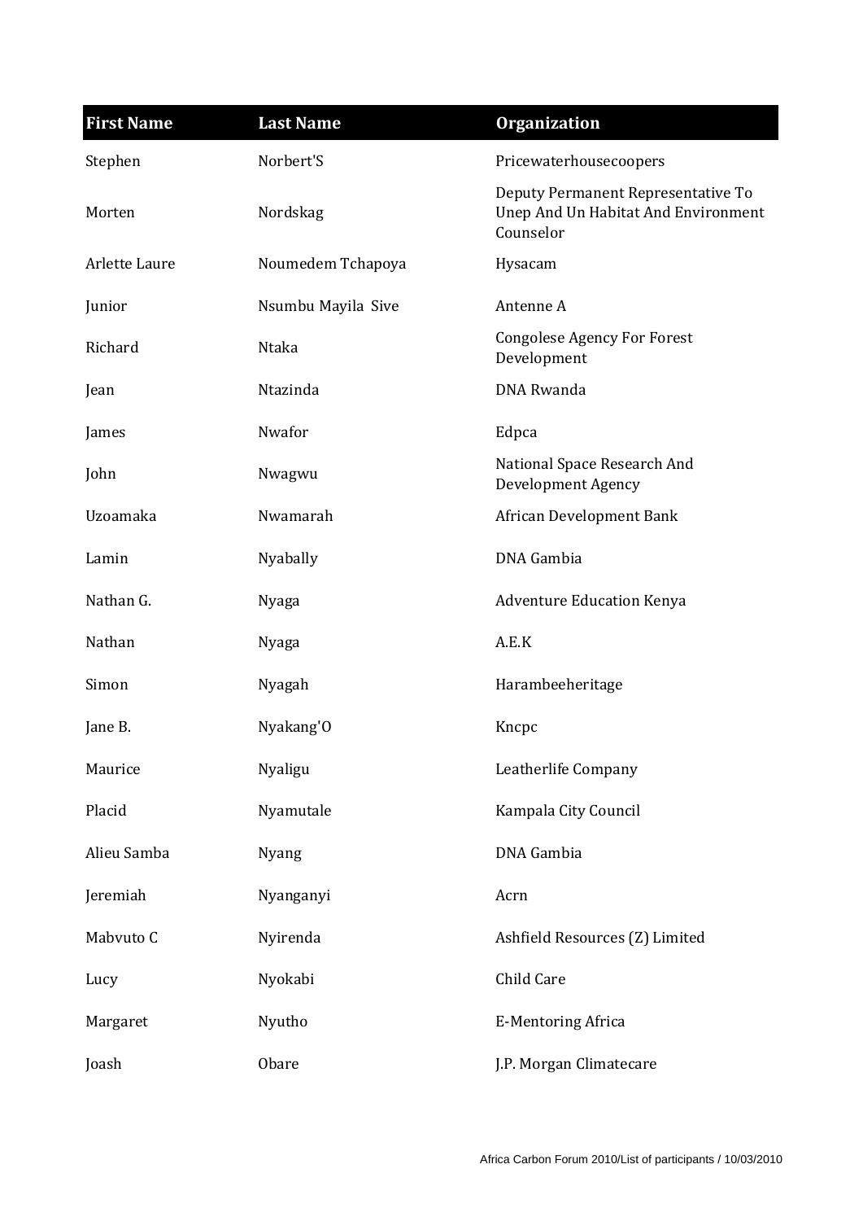| First Name | Last Name | Organization |
| --- | --- | --- |
| Stephen | Norbert'S | Pricewaterhousecoopers |
| Morten | Nordskag | Deputy Permanent Representative To Unep And Un Habitat And Environment Counselor |
| Arlette Laure | Noumedem Tchapoya | Hysacam |
| Junior | Nsumbu Mayila Sive | Antenne A |
| Richard | Ntaka | Congolese Agency For Forest Development |
| Jean | Ntazinda | DNA Rwanda |
| James | Nwafor | Edpca |
| John | Nwagwu | National Space Research And Development Agency |
| Uzoamaka | Nwamarah | African Development Bank |
| Lamin | Nyabally | DNA Gambia |
| Nathan G. | Nyaga | Adventure Education Kenya |
| Nathan | Nyaga | A.E.K |
| Simon | Nyagah | Harambeeheritage |
| Jane B. | Nyakang'O | Kncpc |
| Maurice | Nyaligu | Leatherlife Company |
| Placid | Nyamutale | Kampala City Council |
| Alieu Samba | Nyang | DNA Gambia |
| Jeremiah | Nyanganyi | Acrn |
| Mabvuto C | Nyirenda | Ashfield Resources (Z) Limited |
| Lucy | Nyokabi | Child Care |
| Margaret | Nyutho | E-Mentoring Africa |
| Joash | Obare | J.P. Morgan Climatecare |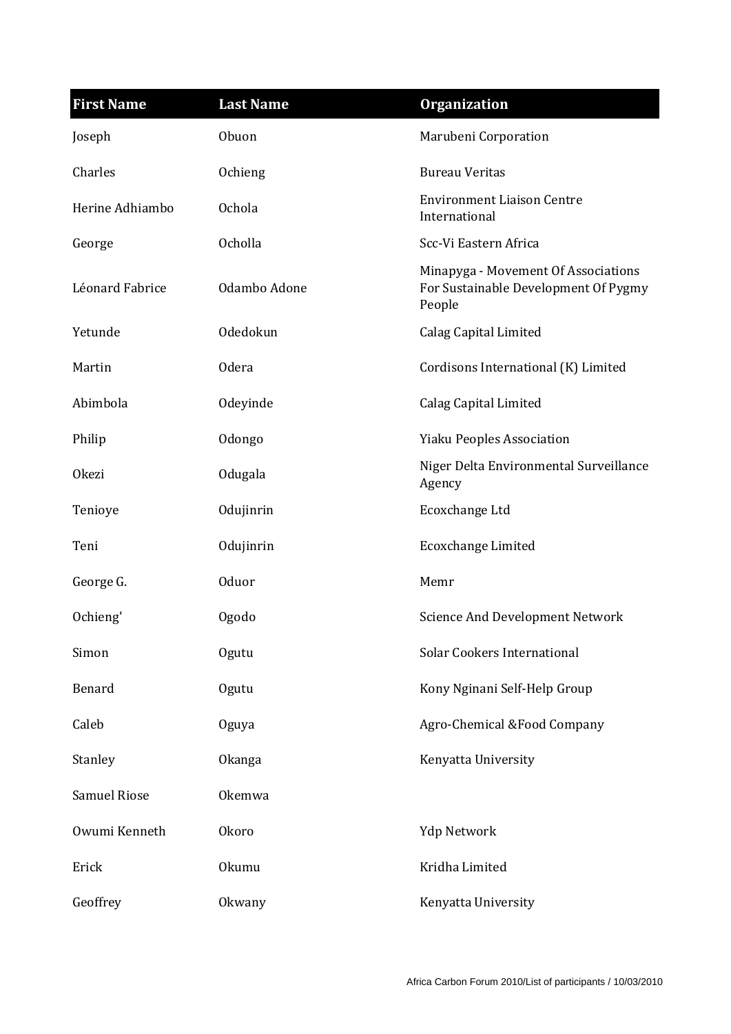| First Name | Last Name | Organization |
| --- | --- | --- |
| Joseph | Obuon | Marubeni Corporation |
| Charles | Ochieng | Bureau Veritas |
| Herine Adhiambo | Ochola | Environment Liaison Centre International |
| George | Ocholla | Scc-Vi Eastern Africa |
| Léonard Fabrice | Odambo Adone | Minapyga - Movement Of Associations For Sustainable Development Of Pygmy People |
| Yetunde | Odedokun | Calag Capital Limited |
| Martin | Odera | Cordisons International (K) Limited |
| Abimbola | Odeyinde | Calag Capital Limited |
| Philip | Odongo | Yiaku Peoples Association |
| Okezi | Odugala | Niger Delta Environmental Surveillance Agency |
| Tenioye | Odujinrin | Ecoxchange Ltd |
| Teni | Odujinrin | Ecoxchange Limited |
| George G. | Oduor | Memr |
| Ochieng' | Ogodo | Science And Development Network |
| Simon | Ogutu | Solar Cookers International |
| Benard | Ogutu | Kony Nginani Self-Help Group |
| Caleb | Oguya | Agro-Chemical &Food Company |
| Stanley | Okanga | Kenyatta University |
| Samuel Riose | Okemwa | |
| Owumi Kenneth | Okoro | Ydp Network |
| Erick | Okumu | Kridha Limited |
| Geoffrey | Okwany | Kenyatta University |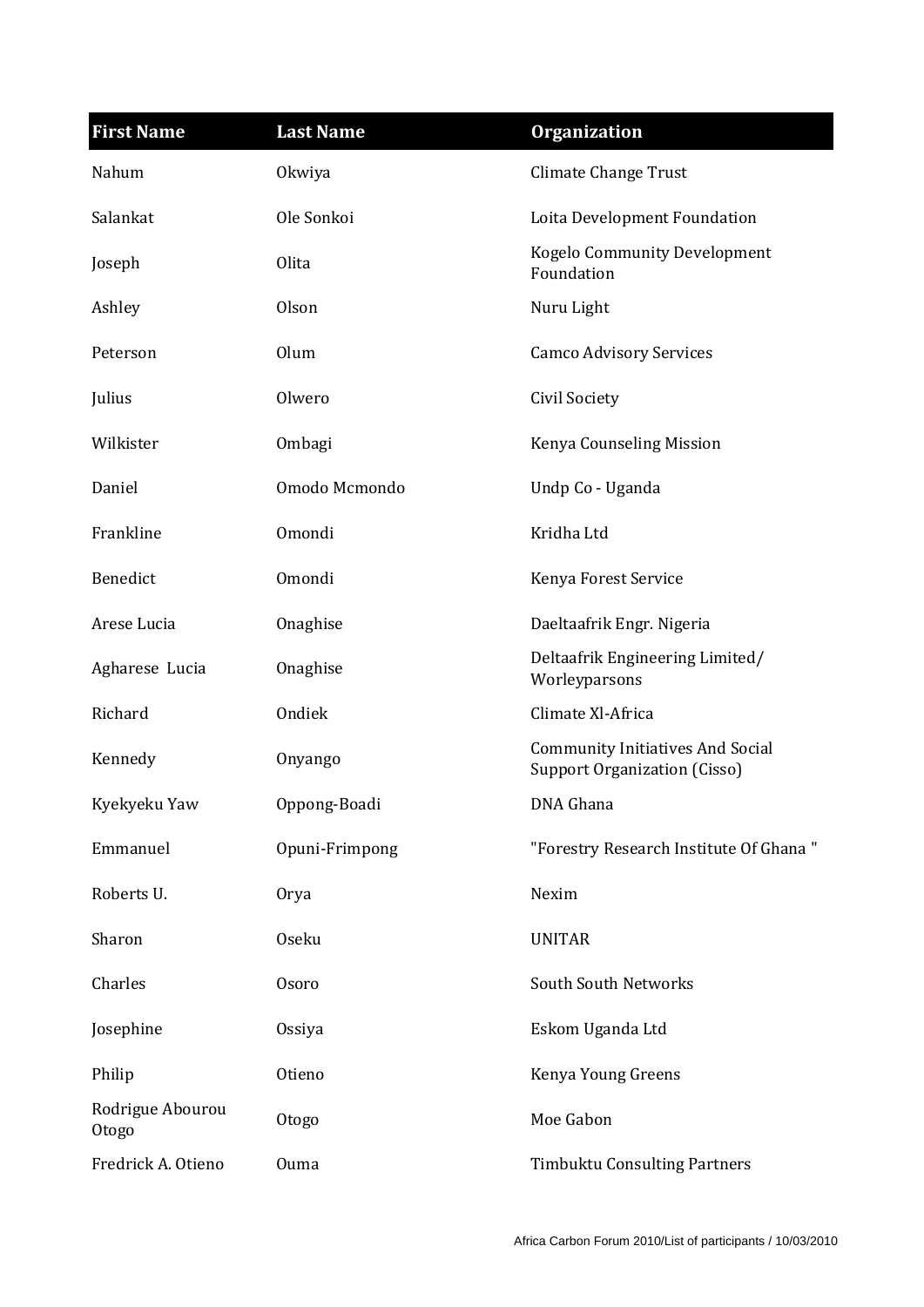| First Name | Last Name | Organization |
|---|---|---|
| Nahum | Okwiya | Climate Change Trust |
| Salankat | Ole Sonkoi | Loita Development Foundation |
| Joseph | Olita | Kogelo Community Development Foundation |
| Ashley | Olson | Nuru Light |
| Peterson | Olum | Camco Advisory Services |
| Julius | Olwero | Civil Society |
| Wilkister | Ombagi | Kenya Counseling Mission |
| Daniel | Omodo Mcmondo | Undp Co - Uganda |
| Frankline | Omondi | Kridha Ltd |
| Benedict | Omondi | Kenya Forest Service |
| Arese Lucia | Onaghise | Daeltaafrik Engr. Nigeria |
| Agharese Lucia | Onaghise | Deltaafrik Engineering Limited/ Worleyparsons |
| Richard | Ondiek | Climate Xl-Africa |
| Kennedy | Onyango | Community Initiatives And Social Support Organization (Cisso) |
| Kyekyeku Yaw | Oppong-Boadi | DNA Ghana |
| Emmanuel | Opuni-Frimpong | "Forestry Research Institute Of Ghana " |
| Roberts U. | Orya | Nexim |
| Sharon | Oseku | UNITAR |
| Charles | Osoro | South South Networks |
| Josephine | Ossiya | Eskom Uganda Ltd |
| Philip | Otieno | Kenya Young Greens |
| Rodrigue Abourou Otogo | Otogo | Moe Gabon |
| Fredrick A. Otieno | Ouma | Timbuktu Consulting Partners |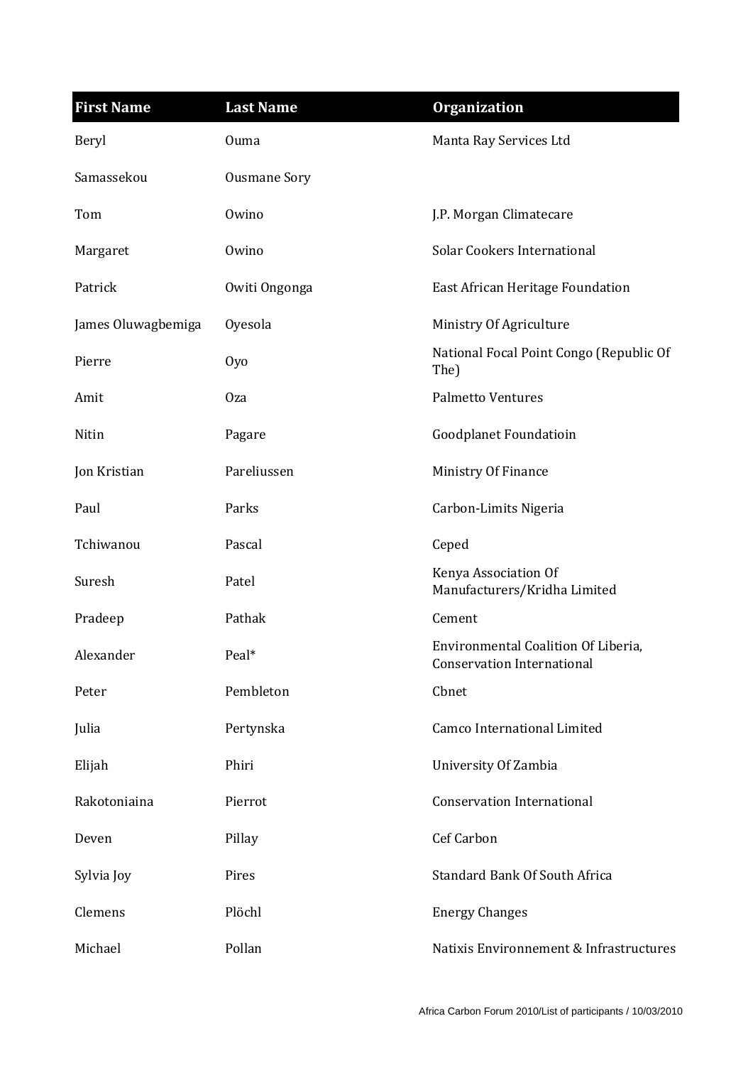| First Name | Last Name | Organization |
| --- | --- | --- |
| Beryl | Ouma | Manta Ray Services Ltd |
| Samassekou | Ousmane Sory | |
| Tom | Owino | J.P. Morgan Climatecare |
| Margaret | Owino | Solar Cookers International |
| Patrick | Owiti Ongonga | East African Heritage Foundation |
| James Oluwagbemiga | Oyesola | Ministry Of Agriculture |
| Pierre | Oyo | National Focal Point Congo (Republic Of The) |
| Amit | Oza | Palmetto Ventures |
| Nitin | Pagare | Goodplanet Foundatioin |
| Jon Kristian | Pareliussen | Ministry Of Finance |
| Paul | Parks | Carbon-Limits Nigeria |
| Tchiwanou | Pascal | Ceped |
| Suresh | Patel | Kenya Association Of Manufacturers/Kridha Limited |
| Pradeep | Pathak | Cement |
| Alexander | Peal* | Environmental Coalition Of Liberia, Conservation International |
| Peter | Pembleton | Cbnet |
| Julia | Pertynska | Camco International Limited |
| Elijah | Phiri | University Of Zambia |
| Rakotoniaina | Pierrot | Conservation International |
| Deven | Pillay | Cef Carbon |
| Sylvia Joy | Pires | Standard Bank Of South Africa |
| Clemens | Plöchl | Energy Changes |
| Michael | Pollan | Natixis Environnement & Infrastructures |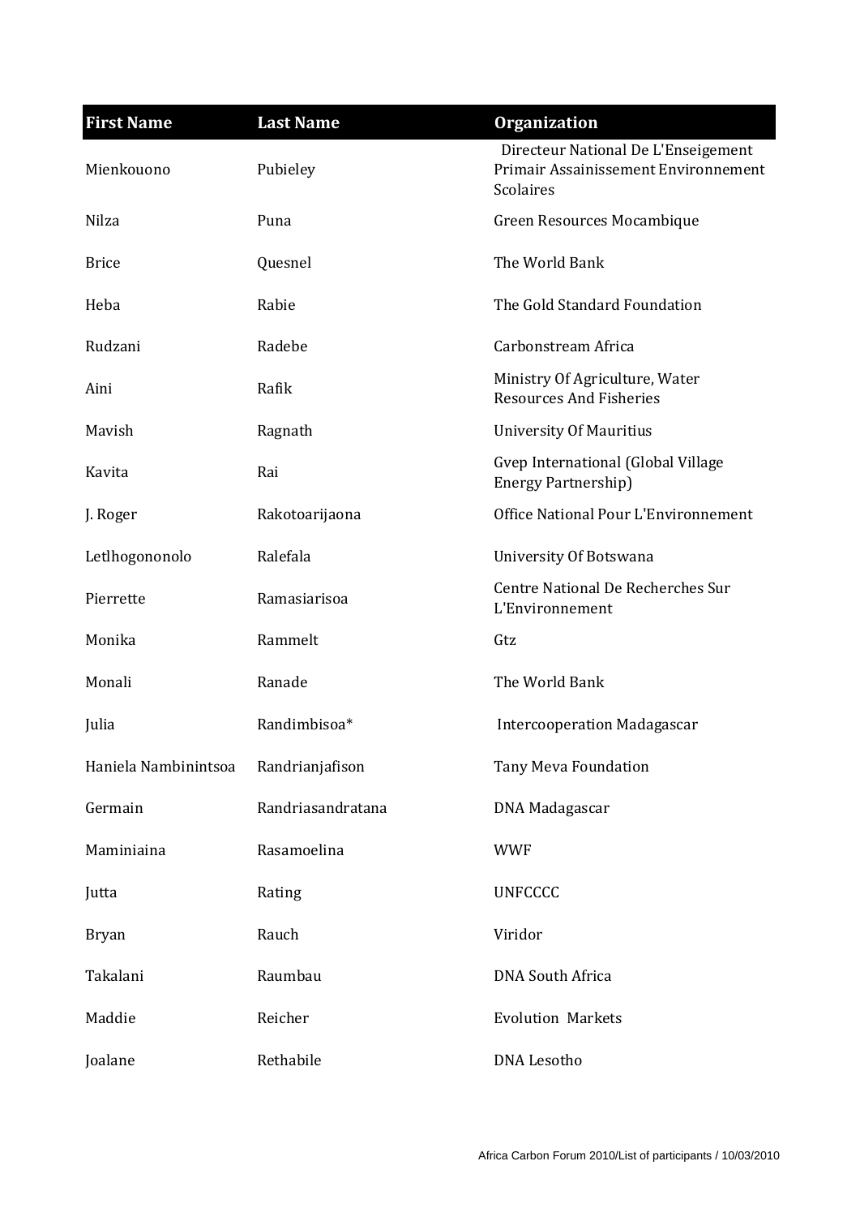| First Name | Last Name | Organization |
| --- | --- | --- |
| Mienkouono | Pubieley | Directeur National De L'Enseigement Primair Assainissement Environnement Scolaires |
| Nilza | Puna | Green Resources Mocambique |
| Brice | Quesnel | The World Bank |
| Heba | Rabie | The Gold Standard Foundation |
| Rudzani | Radebe | Carbonstream Africa |
| Aini | Rafik | Ministry Of Agriculture, Water Resources And Fisheries |
| Mavish | Ragnath | University Of Mauritius |
| Kavita | Rai | Gvep International (Global Village Energy Partnership) |
| J. Roger | Rakotoarijaona | Office National Pour L'Environnement |
| Letlhogononolo | Ralefala | University Of Botswana |
| Pierrette | Ramasiarisoa | Centre National De Recherches Sur L'Environnement |
| Monika | Rammelt | Gtz |
| Monali | Ranade | The World Bank |
| Julia | Randimbisoa* | Intercooperation Madagascar |
| Haniela Nambinintsoa | Randrianjafison | Tany Meva Foundation |
| Germain | Randriasandratana | DNA Madagascar |
| Maminiaina | Rasamoelina | WWF |
| Jutta | Rating | UNFCCCC |
| Bryan | Rauch | Viridor |
| Takalani | Raumbau | DNA South Africa |
| Maddie | Reicher | Evolution Markets |
| Joalane | Rethabile | DNA Lesotho |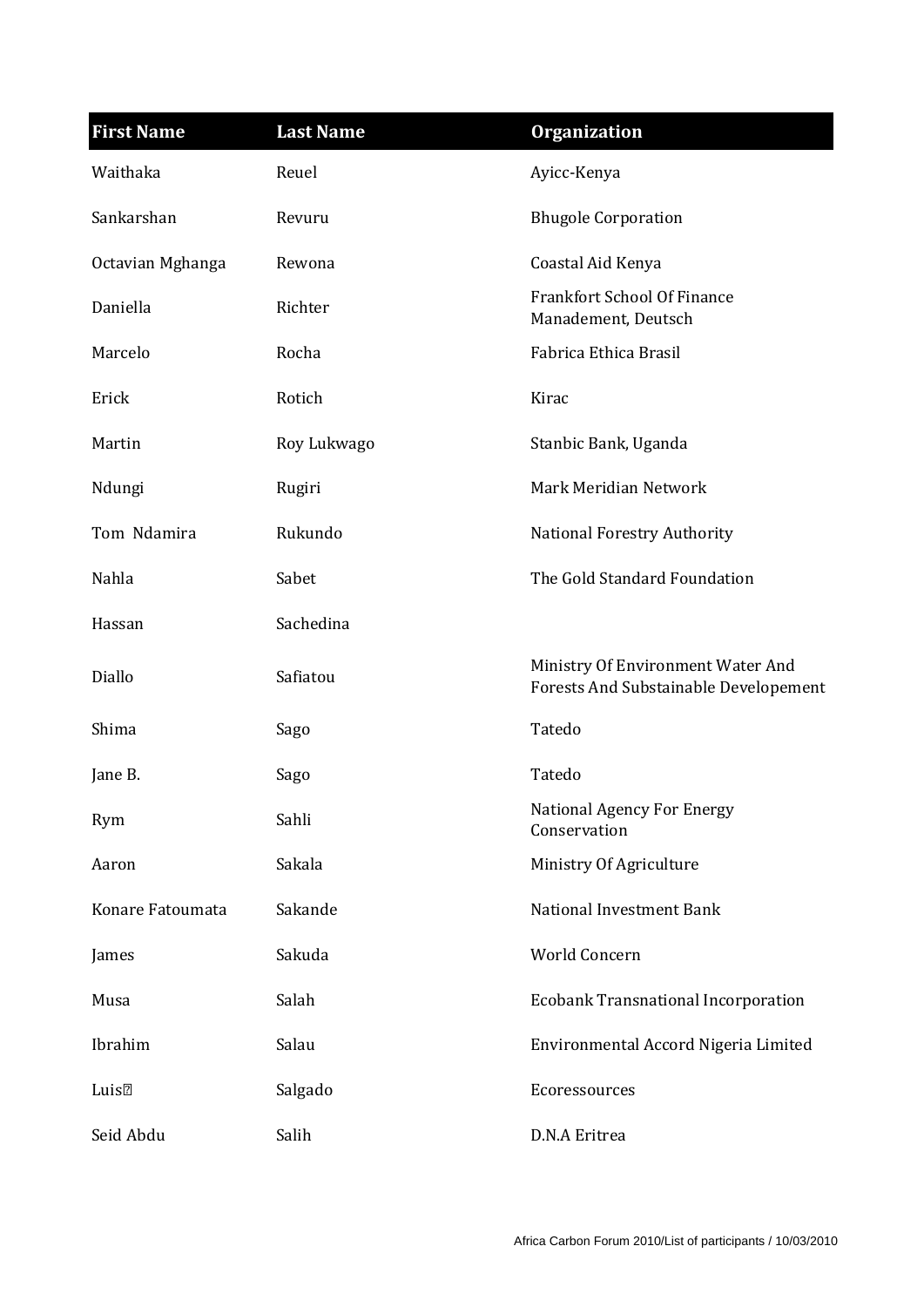| First Name | Last Name | Organization |
| --- | --- | --- |
| Waithaka | Reuel | Ayicc-Kenya |
| Sankarshan | Revuru | Bhugole Corporation |
| Octavian Mghanga | Rewona | Coastal Aid Kenya |
| Daniella | Richter | Frankfort School Of Finance Manadement, Deutsch |
| Marcelo | Rocha | Fabrica Ethica Brasil |
| Erick | Rotich | Kirac |
| Martin | Roy Lukwago | Stanbic Bank, Uganda |
| Ndungi | Rugiri | Mark Meridian Network |
| Tom  Ndamira | Rukundo | National Forestry Authority |
| Nahla | Sabet | The Gold Standard Foundation |
| Hassan | Sachedina | |
| Diallo | Safiatou | Ministry Of Environment Water And Forests And Substainable Developement |
| Shima | Sago | Tatedo |
| Jane B. | Sago | Tatedo |
| Rym | Sahli | National Agency For Energy Conservation |
| Aaron | Sakala | Ministry Of Agriculture |
| Konare Fatoumata | Sakande | National Investment Bank |
| James | Sakuda | World Concern |
| Musa | Salah | Ecobank Transnational Incorporation |
| Ibrahim | Salau | Environmental Accord Nigeria Limited |
| Luis | Salgado | Ecoressources |
| Seid Abdu | Salih | D.N.A Eritrea |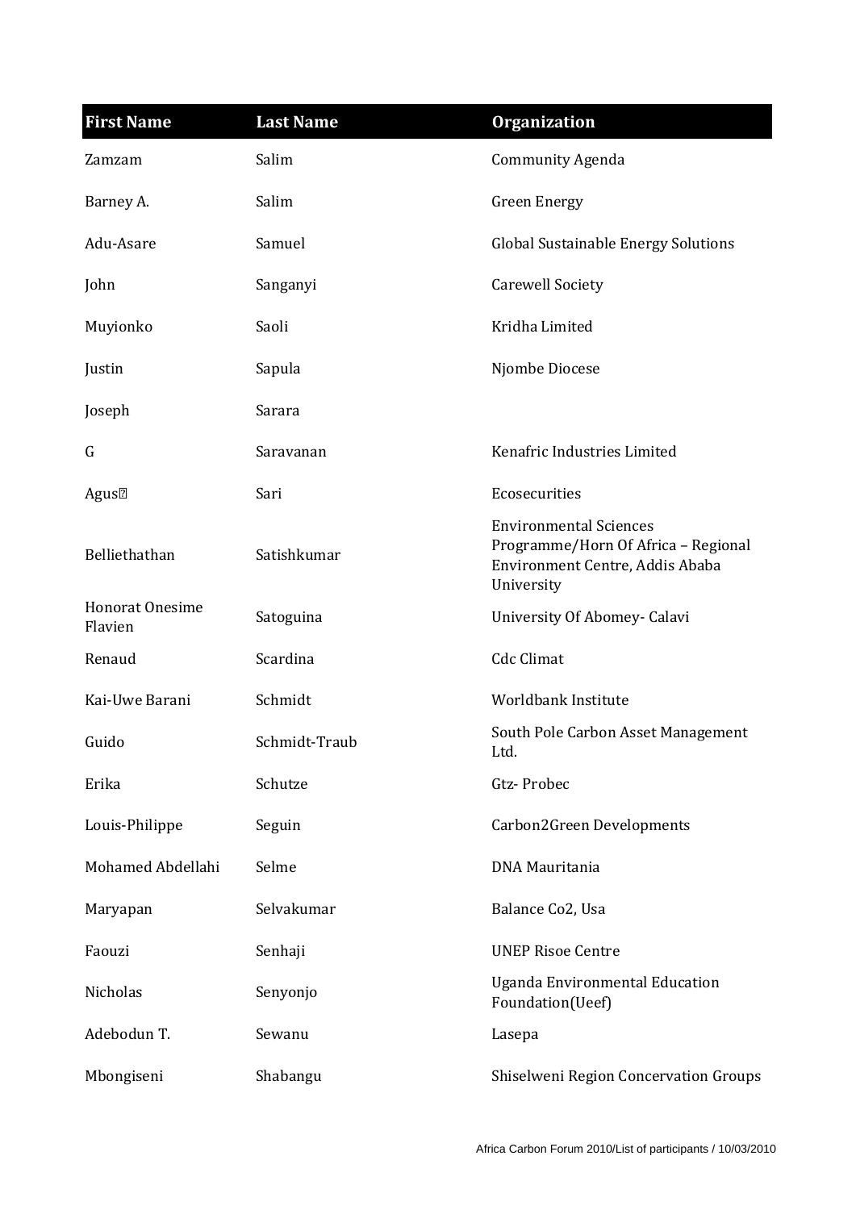| First Name | Last Name | Organization |
|---|---|---|
| Zamzam | Salim | Community Agenda |
| Barney A. | Salim | Green Energy |
| Adu-Asare | Samuel | Global Sustainable Energy Solutions |
| John | Sanganyi | Carewell Society |
| Muyionko | Saoli | Kridha Limited |
| Justin | Sapula | Njombe Diocese |
| Joseph | Sarara | |
| G | Saravanan | Kenafric Industries Limited |
| Agus� | Sari | Ecosecurities |
| Belliethathan | Satishkumar | Environmental Sciences Programme/Horn Of Africa – Regional Environment Centre, Addis Ababa University |
| Honorat Onesime Flavien | Satoguina | University Of Abomey- Calavi |
| Renaud | Scardina | Cdc Climat |
| Kai-Uwe Barani | Schmidt | Worldbank Institute |
| Guido | Schmidt-Traub | South Pole Carbon Asset Management Ltd. |
| Erika | Schutze | Gtz- Probec |
| Louis-Philippe | Seguin | Carbon2Green Developments |
| Mohamed Abdellahi | Selme | DNA Mauritania |
| Maryapan | Selvakumar | Balance Co2, Usa |
| Faouzi | Senhaji | UNEP Risoe Centre |
| Nicholas | Senyonjo | Uganda Environmental Education Foundation(Ueef) |
| Adebodun T. | Sewanu | Lasepa |
| Mbongiseni | Shabangu | Shiselweni Region Concervation Groups |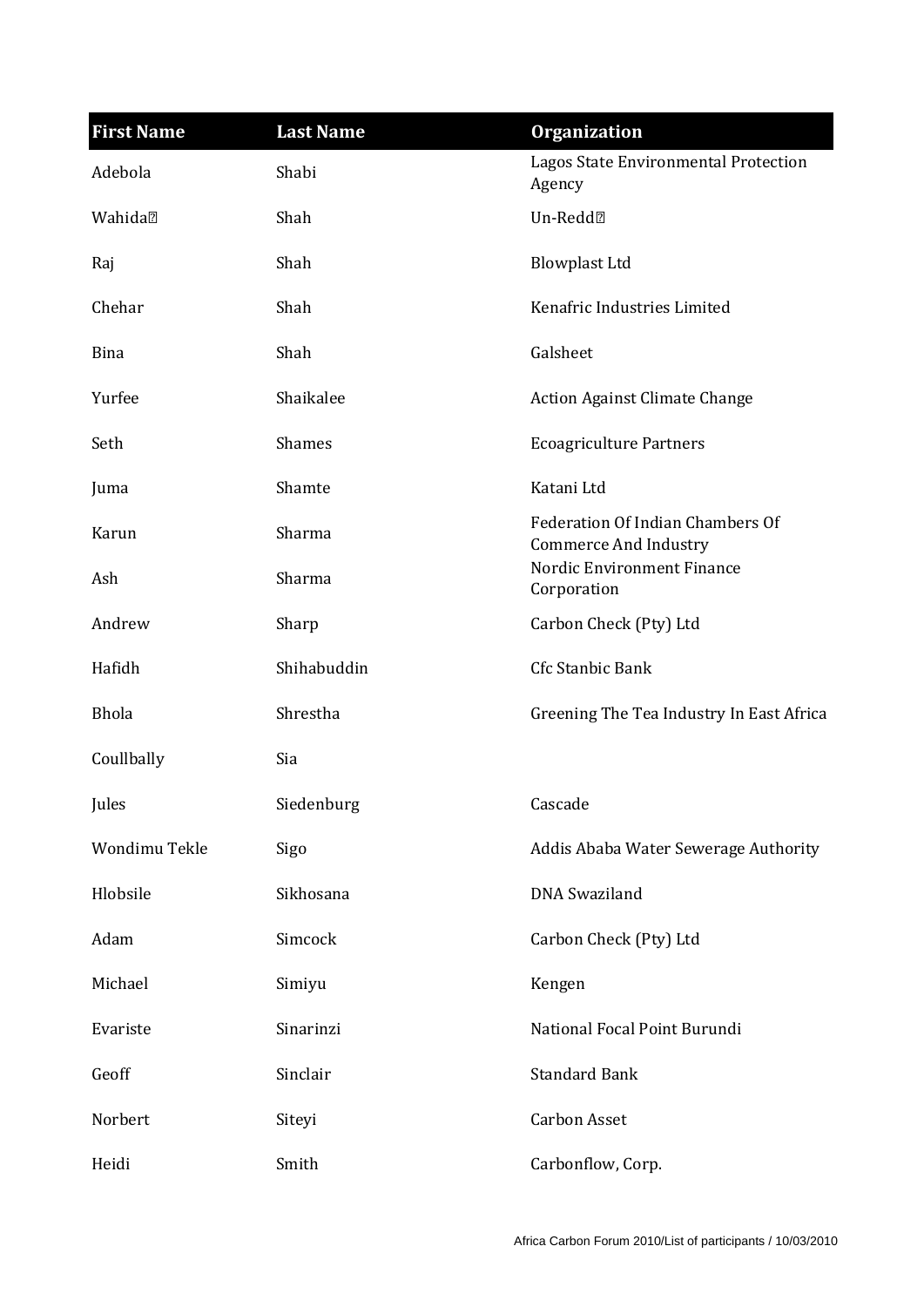| First Name | Last Name | Organization |
| --- | --- | --- |
| Adebola | Shabi | Lagos State Environmental Protection Agency |
| Wahida | Shah | Un-Redd |
| Raj | Shah | Blowplast Ltd |
| Chehar | Shah | Kenafric Industries Limited |
| Bina | Shah | Galsheet |
| Yurfee | Shaikalee | Action Against Climate Change |
| Seth | Shames | Ecoagriculture Partners |
| Juma | Shamte | Katani Ltd |
| Karun | Sharma | Federation Of Indian Chambers Of Commerce And Industry |
| Ash | Sharma | Nordic Environment Finance Corporation |
| Andrew | Sharp | Carbon Check (Pty) Ltd |
| Hafidh | Shihabuddin | Cfc Stanbic Bank |
| Bhola | Shrestha | Greening The Tea Industry In East Africa |
| Coullbally | Sia | |
| Jules | Siedenburg | Cascade |
| Wondimu Tekle | Sigo | Addis Ababa Water Sewerage Authority |
| Hlobsile | Sikhosana | DNA Swaziland |
| Adam | Simcock | Carbon Check (Pty) Ltd |
| Michael | Simiyu | Kengen |
| Evariste | Sinarinzi | National Focal Point Burundi |
| Geoff | Sinclair | Standard Bank |
| Norbert | Siteyi | Carbon Asset |
| Heidi | Smith | Carbonflow, Corp. |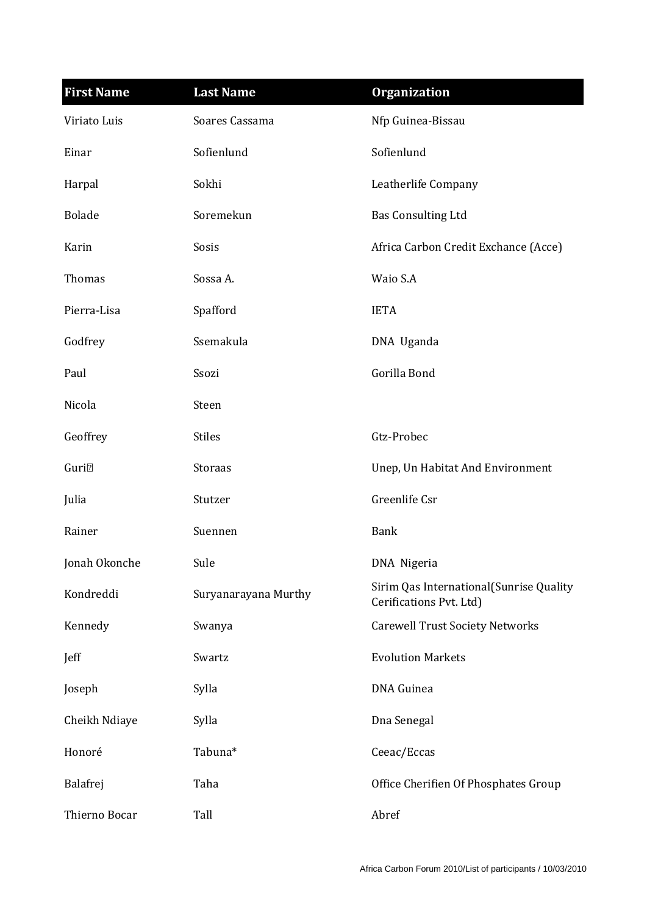| First Name | Last Name | Organization |
| --- | --- | --- |
| Viriato Luis | Soares Cassama | Nfp Guinea-Bissau |
| Einar | Sofienlund | Sofienlund |
| Harpal | Sokhi | Leatherlife Company |
| Bolade | Soremekun | Bas Consulting Ltd |
| Karin | Sosis | Africa Carbon Credit Exchance (Acce) |
| Thomas | Sossa A. | Waio S.A |
| Pierra-Lisa | Spafford | IETA |
| Godfrey | Ssemakula | DNA Uganda |
| Paul | Ssozi | Gorilla Bond |
| Nicola | Steen | |
| Geoffrey | Stiles | Gtz-Probec |
| Guri� | Storaas | Unep, Un Habitat And Environment |
| Julia | Stutzer | Greenlife Csr |
| Rainer | Suennen | Bank |
| Jonah Okonche | Sule | DNA Nigeria |
| Kondreddi | Suryanarayana Murthy | Sirim Qas International(Sunrise Quality Cerifications Pvt. Ltd) |
| Kennedy | Swanya | Carewell Trust Society Networks |
| Jeff | Swartz | Evolution Markets |
| Joseph | Sylla | DNA Guinea |
| Cheikh Ndiaye | Sylla | Dna Senegal |
| Honoré | Tabuna* | Ceeac/Eccas |
| Balafrej | Taha | Office Cherifien Of Phosphates Group |
| Thierno Bocar | Tall | Abref |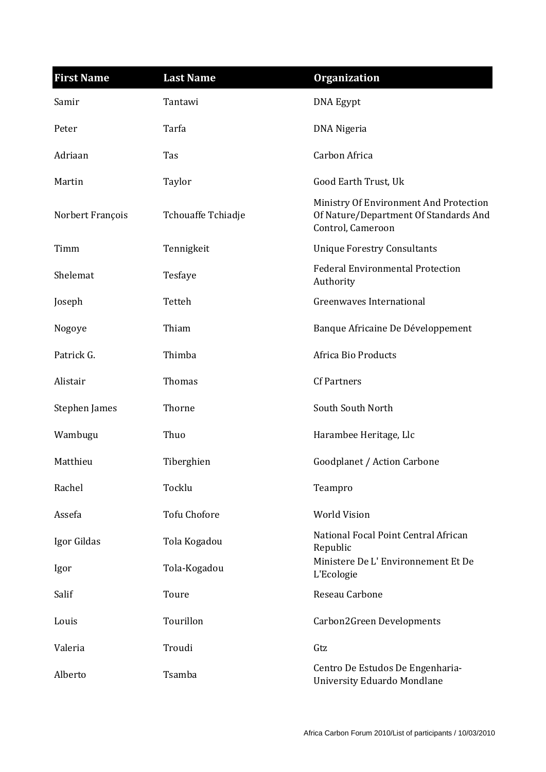| First Name | Last Name | Organization |
| --- | --- | --- |
| Samir | Tantawi | DNA Egypt |
| Peter | Tarfa | DNA Nigeria |
| Adriaan | Tas | Carbon Africa |
| Martin | Taylor | Good Earth Trust, Uk |
| Norbert François | Tchouaffe Tchiadje | Ministry Of Environment And Protection Of Nature/Department Of Standards And Control, Cameroon |
| Timm | Tennigkeit | Unique Forestry Consultants |
| Shelemat | Tesfaye | Federal Environmental Protection Authority |
| Joseph | Tetteh | Greenwaves International |
| Nogoye | Thiam | Banque Africaine De Développement |
| Patrick G. | Thimba | Africa Bio Products |
| Alistair | Thomas | Cf Partners |
| Stephen James | Thorne | South South North |
| Wambugu | Thuo | Harambee Heritage, Llc |
| Matthieu | Tiberghien | Goodplanet / Action Carbone |
| Rachel | Tocklu | Teampro |
| Assefa | Tofu Chofore | World Vision |
| Igor Gildas | Tola Kogadou | National Focal Point Central African Republic |
| Igor | Tola-Kogadou | Ministere De L' Environnement Et De L'Ecologie |
| Salif | Toure | Reseau Carbone |
| Louis | Tourillon | Carbon2Green Developments |
| Valeria | Troudi | Gtz |
| Alberto | Tsamba | Centro De Estudos De Engenharia-University Eduardo Mondlane |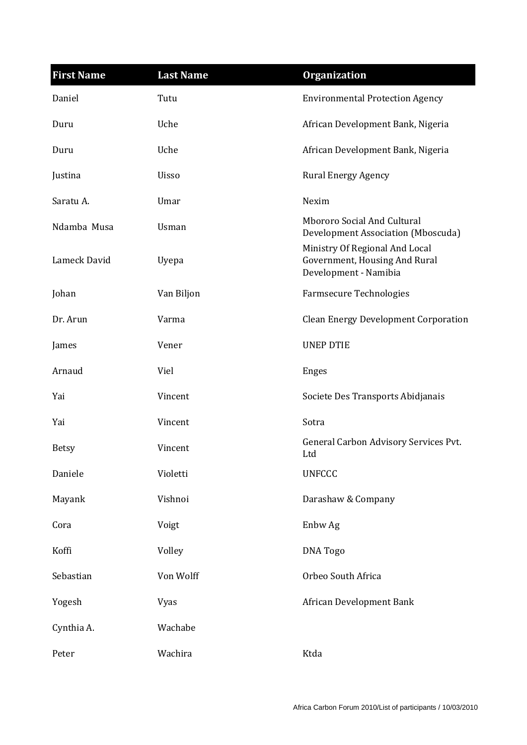| First Name | Last Name | Organization |
|---|---|---|
| Daniel | Tutu | Environmental Protection Agency |
| Duru | Uche | African Development Bank, Nigeria |
| Duru | Uche | African Development Bank, Nigeria |
| Justina | Uisso | Rural Energy Agency |
| Saratu A. | Umar | Nexim |
| Ndamba Musa | Usman | Mbororo Social And Cultural Development Association (Mboscuda) |
| Lameck David | Uyepa | Ministry Of Regional And Local Government, Housing And Rural Development - Namibia |
| Johan | Van Biljon | Farmsecure Technologies |
| Dr. Arun | Varma | Clean Energy Development Corporation |
| James | Vener | UNEP DTIE |
| Arnaud | Viel | Enges |
| Yai | Vincent | Societe Des Transports Abidjanais |
| Yai | Vincent | Sotra |
| Betsy | Vincent | General Carbon Advisory Services Pvt. Ltd |
| Daniele | Violetti | UNFCCC |
| Mayank | Vishnoi | Darashaw & Company |
| Cora | Voigt | Enbw Ag |
| Koffi | Volley | DNA Togo |
| Sebastian | Von Wolff | Orbeo South Africa |
| Yogesh | Vyas | African Development Bank |
| Cynthia A. | Wachabe | |
| Peter | Wachira | Ktda |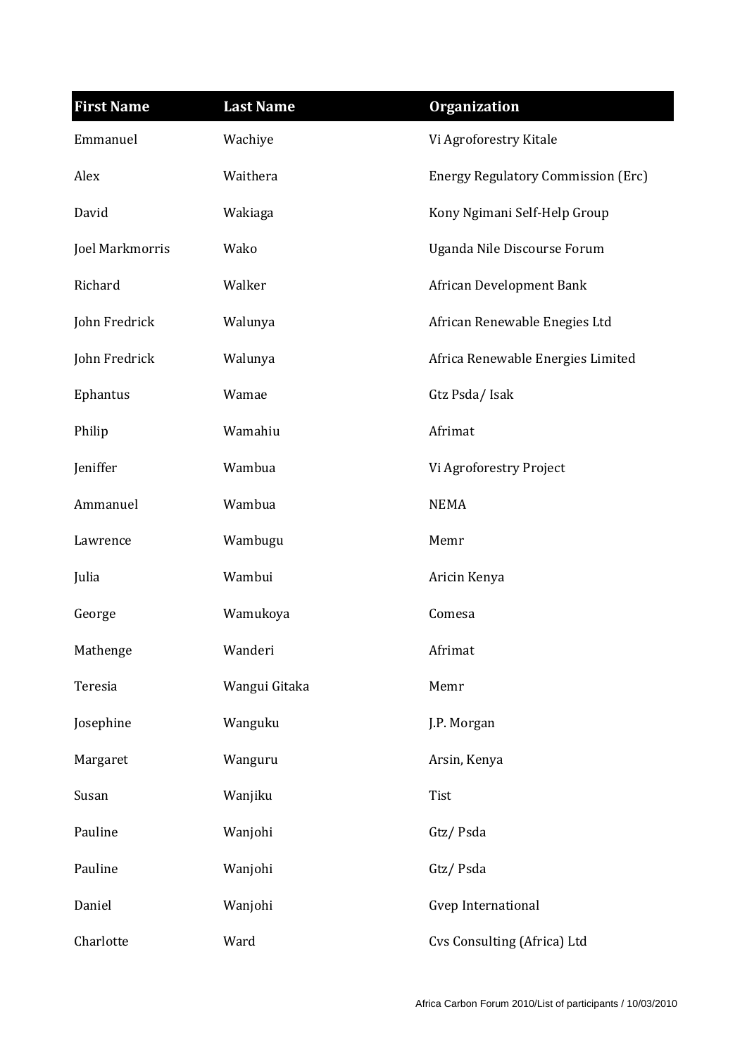| First Name | Last Name | Organization |
| --- | --- | --- |
| Emmanuel | Wachiye | Vi Agroforestry Kitale |
| Alex | Waithera | Energy Regulatory Commission (Erc) |
| David | Wakiaga | Kony Ngimani Self-Help Group |
| Joel Markmorris | Wako | Uganda Nile Discourse Forum |
| Richard | Walker | African Development Bank |
| John Fredrick | Walunya | African Renewable Enegies Ltd |
| John Fredrick | Walunya | Africa Renewable Energies Limited |
| Ephantus | Wamae | Gtz Psda/ Isak |
| Philip | Wamahiu | Afrimat |
| Jeniffer | Wambua | Vi Agroforestry Project |
| Ammanuel | Wambua | NEMA |
| Lawrence | Wambugu | Memr |
| Julia | Wambui | Aricin Kenya |
| George | Wamukoya | Comesa |
| Mathenge | Wanderi | Afrimat |
| Teresia | Wangui Gitaka | Memr |
| Josephine | Wanguku | J.P. Morgan |
| Margaret | Wanguru | Arsin, Kenya |
| Susan | Wanjiku | Tist |
| Pauline | Wanjohi | Gtz/ Psda |
| Pauline | Wanjohi | Gtz/ Psda |
| Daniel | Wanjohi | Gvep International |
| Charlotte | Ward | Cvs Consulting (Africa) Ltd |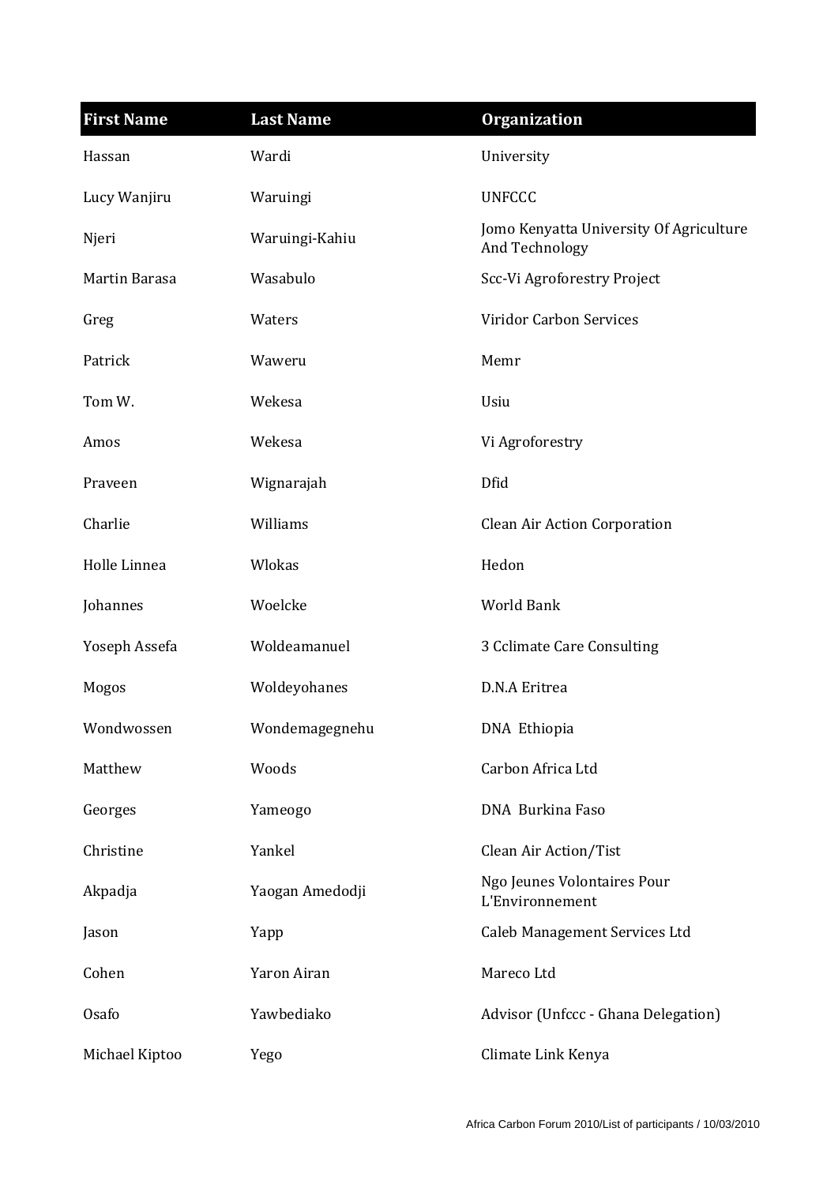| First Name | Last Name | Organization |
| --- | --- | --- |
| Hassan | Wardi | University |
| Lucy Wanjiru | Waruingi | UNFCCC |
| Njeri | Waruingi-Kahiu | Jomo Kenyatta University Of Agriculture And Technology |
| Martin Barasa | Wasabulo | Scc-Vi Agroforestry Project |
| Greg | Waters | Viridor Carbon Services |
| Patrick | Waweru | Memr |
| Tom W. | Wekesa | Usiu |
| Amos | Wekesa | Vi Agroforestry |
| Praveen | Wignarajah | Dfid |
| Charlie | Williams | Clean Air Action Corporation |
| Holle Linnea | Wlokas | Hedon |
| Johannes | Woelcke | World Bank |
| Yoseph Assefa | Woldeamanuel | 3 Cclimate Care Consulting |
| Mogos | Woldeyohanes | D.N.A Eritrea |
| Wondwossen | Wondemagegnehu | DNA Ethiopia |
| Matthew | Woods | Carbon Africa Ltd |
| Georges | Yameogo | DNA Burkina Faso |
| Christine | Yankel | Clean Air Action/Tist |
| Akpadja | Yaogan Amedodji | Ngo Jeunes Volontaires Pour L'Environnement |
| Jason | Yapp | Caleb Management Services Ltd |
| Cohen | Yaron Airan | Mareco Ltd |
| Osafo | Yawbediako | Advisor (Unfccc - Ghana Delegation) |
| Michael Kiptoo | Yego | Climate Link Kenya |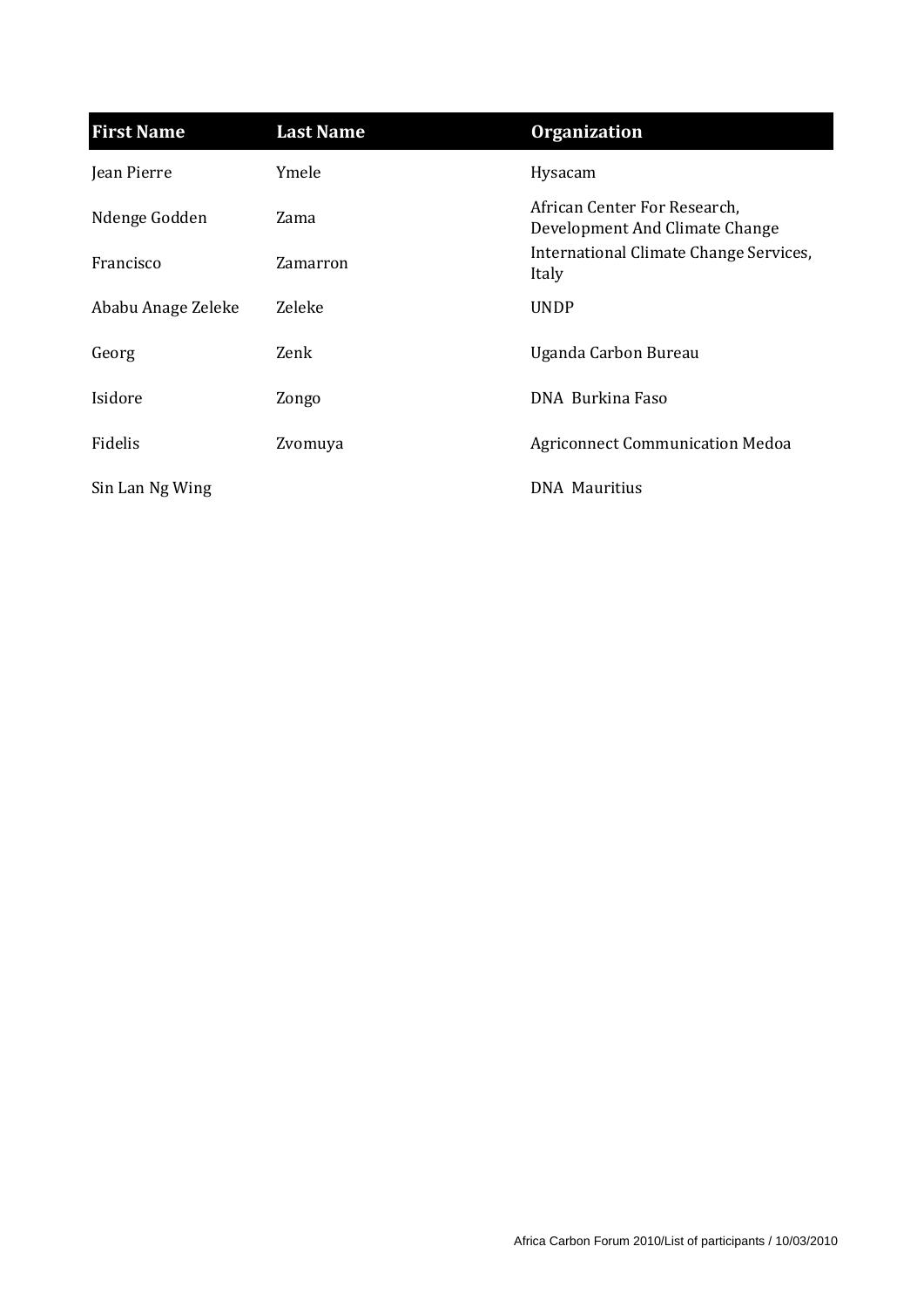| First Name | Last Name | Organization |
|---|---|---|
| Jean Pierre | Ymele | Hysacam |
| Ndenge Godden | Zama | African Center For Research, Development And Climate Change |
| Francisco | Zamarron | International Climate Change Services, Italy |
| Ababu Anage Zeleke | Zeleke | UNDP |
| Georg | Zenk | Uganda Carbon Bureau |
| Isidore | Zongo | DNA Burkina Faso |
| Fidelis | Zvomuya | Agriconnect Communication Medoa |
| Sin Lan Ng Wing | | DNA Mauritius |